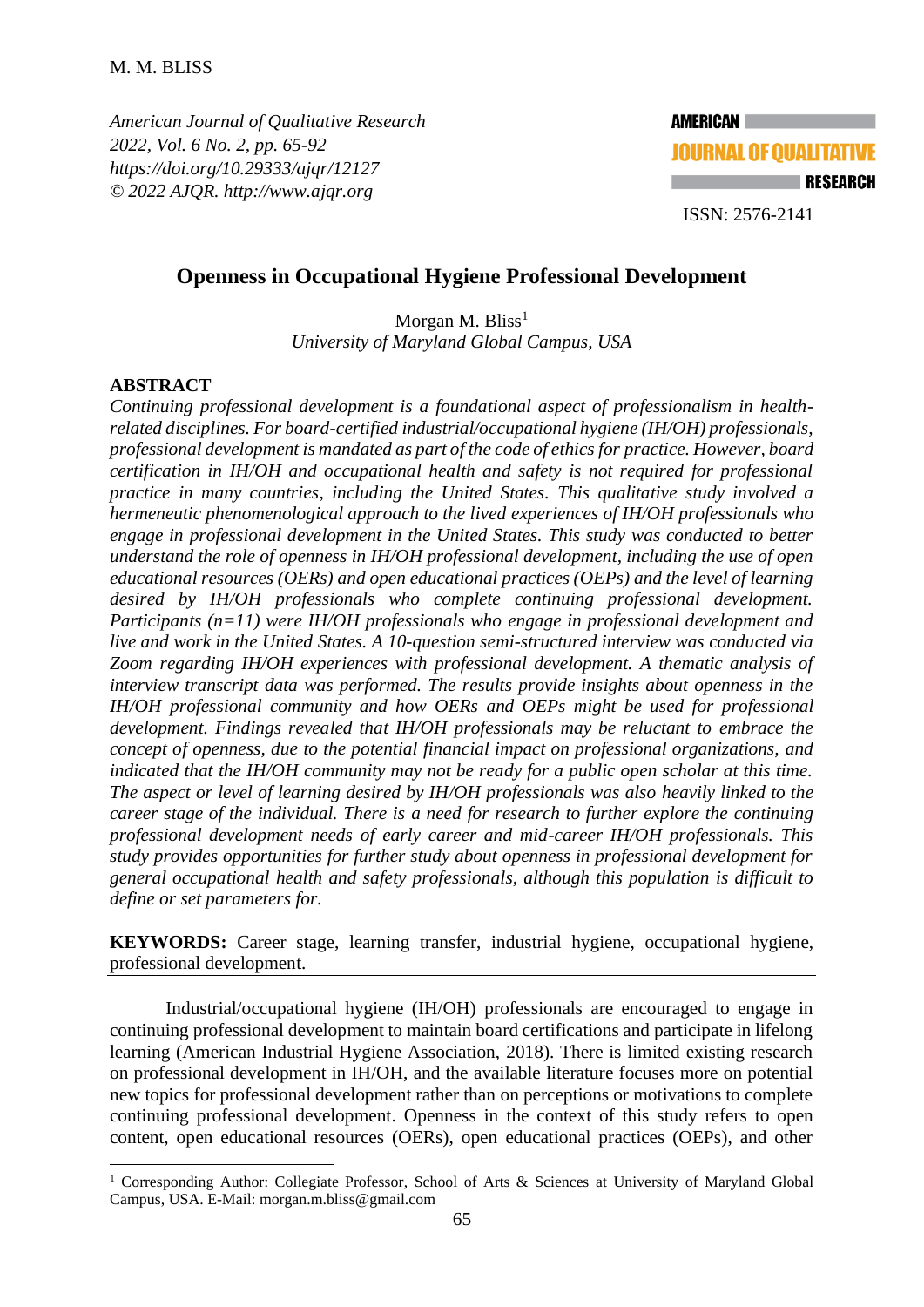# Openness in Occupational Hygiene Professional Development

Morgan M. Bliss[1]
*University of Maryland Global Campus, USA*

## ABSTRACT

*Continuing professional development is a foundational aspect of professionalism in health-related disciplines. For board-certified industrial/occupational hygiene (IH/OH) professionals, professional development is mandated as part of the code of ethics for practice. However, board certification in IH/OH and occupational health and safety is not required for professional practice in many countries, including the United States. This qualitative study involved a hermeneutic phenomenological approach to the lived experiences of IH/OH professionals who engage in professional development in the United States. This study was conducted to better understand the role of openness in IH/OH professional development, including the use of open educational resources (OERs) and open educational practices (OEPs) and the level of learning desired by IH/OH professionals who complete continuing professional development. Participants (n=11) were IH/OH professionals who engage in professional development and live and work in the United States. A 10-question semi-structured interview was conducted via Zoom regarding IH/OH experiences with professional development. A thematic analysis of interview transcript data was performed. The results provide insights about openness in the IH/OH professional community and how OERs and OEPs might be used for professional development. Findings revealed that IH/OH professionals may be reluctant to embrace the concept of openness, due to the potential financial impact on professional organizations, and indicated that the IH/OH community may not be ready for a public open scholar at this time. The aspect or level of learning desired by IH/OH professionals was also heavily linked to the career stage of the individual. There is a need for research to further explore the continuing professional development needs of early career and mid-career IH/OH professionals. This study provides opportunities for further study about openness in professional development for general occupational health and safety professionals, although this population is difficult to define or set parameters for.*

**KEYWORDS:** Career stage, learning transfer, industrial hygiene, occupational hygiene, professional development.

Industrial/occupational hygiene (IH/OH) professionals are encouraged to engage in continuing professional development to maintain board certifications and participate in lifelong learning (American Industrial Hygiene Association, 2018). There is limited existing research on professional development in IH/OH, and the available literature focuses more on potential new topics for professional development rather than on perceptions or motivations to complete continuing professional development. Openness in the context of this study refers to open content, open educational resources (OERs), open educational practices (OEPs), and other

[1] Corresponding Author: Collegiate Professor, School of Arts & Sciences at University of Maryland Global Campus, USA. E-Mail: morgan.m.bliss@gmail.com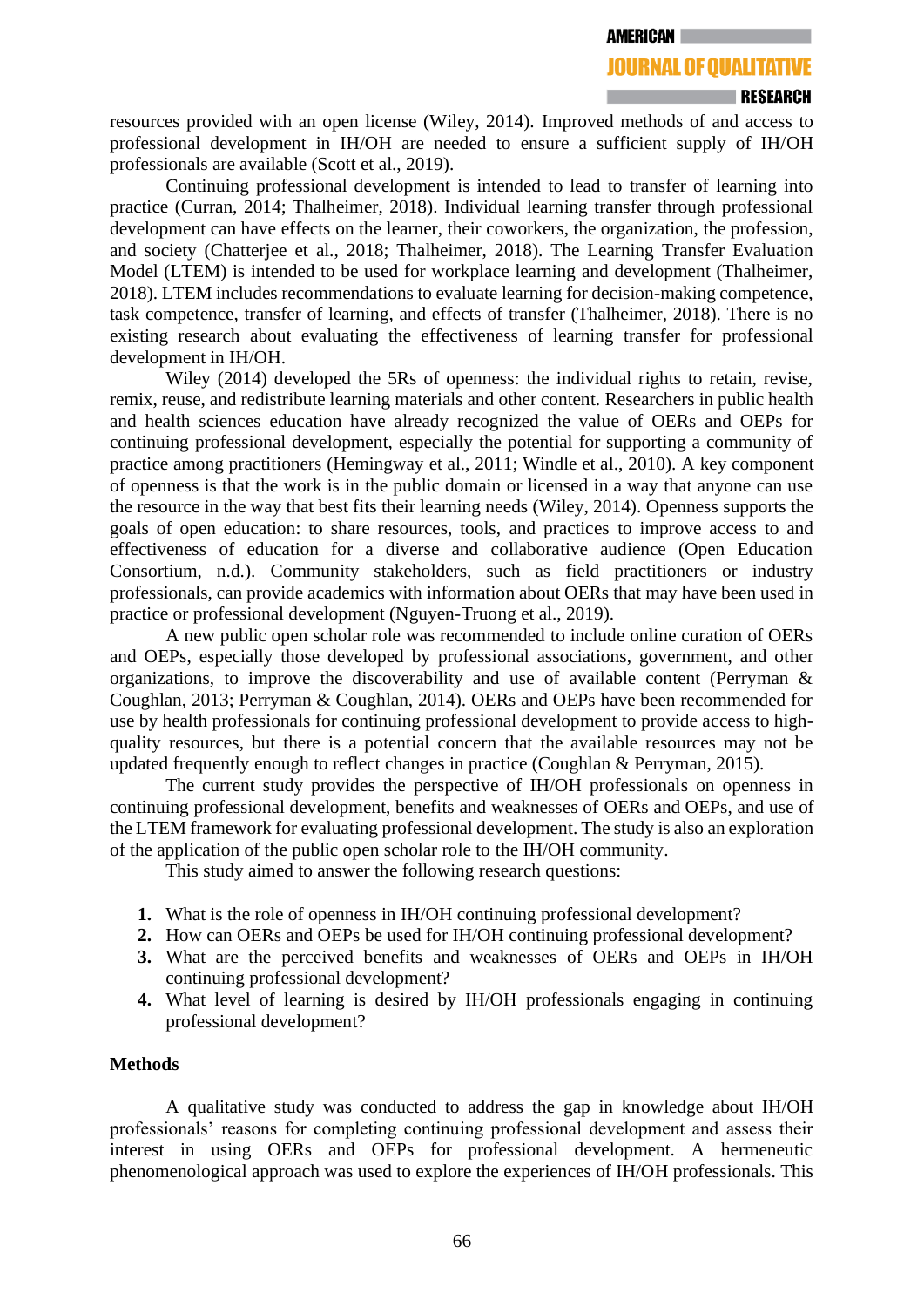resources provided with an open license (Wiley, 2014). Improved methods of and access to professional development in IH/OH are needed to ensure a sufficient supply of IH/OH professionals are available (Scott et al., 2019).

Continuing professional development is intended to lead to transfer of learning into practice (Curran, 2014; Thalheimer, 2018). Individual learning transfer through professional development can have effects on the learner, their coworkers, the organization, the profession, and society (Chatterjee et al., 2018; Thalheimer, 2018). The Learning Transfer Evaluation Model (LTEM) is intended to be used for workplace learning and development (Thalheimer, 2018). LTEM includes recommendations to evaluate learning for decision-making competence, task competence, transfer of learning, and effects of transfer (Thalheimer, 2018). There is no existing research about evaluating the effectiveness of learning transfer for professional development in IH/OH.

Wiley (2014) developed the 5Rs of openness: the individual rights to retain, revise, remix, reuse, and redistribute learning materials and other content. Researchers in public health and health sciences education have already recognized the value of OERs and OEPs for continuing professional development, especially the potential for supporting a community of practice among practitioners (Hemingway et al., 2011; Windle et al., 2010). A key component of openness is that the work is in the public domain or licensed in a way that anyone can use the resource in the way that best fits their learning needs (Wiley, 2014). Openness supports the goals of open education: to share resources, tools, and practices to improve access to and effectiveness of education for a diverse and collaborative audience (Open Education Consortium, n.d.). Community stakeholders, such as field practitioners or industry professionals, can provide academics with information about OERs that may have been used in practice or professional development (Nguyen-Truong et al., 2019).

A new public open scholar role was recommended to include online curation of OERs and OEPs, especially those developed by professional associations, government, and other organizations, to improve the discoverability and use of available content (Perryman & Coughlan, 2013; Perryman & Coughlan, 2014). OERs and OEPs have been recommended for use by health professionals for continuing professional development to provide access to high-quality resources, but there is a potential concern that the available resources may not be updated frequently enough to reflect changes in practice (Coughlan & Perryman, 2015).

The current study provides the perspective of IH/OH professionals on openness in continuing professional development, benefits and weaknesses of OERs and OEPs, and use of the LTEM framework for evaluating professional development. The study is also an exploration of the application of the public open scholar role to the IH/OH community.

This study aimed to answer the following research questions:

1. What is the role of openness in IH/OH continuing professional development?
2. How can OERs and OEPs be used for IH/OH continuing professional development?
3. What are the perceived benefits and weaknesses of OERs and OEPs in IH/OH continuing professional development?
4. What level of learning is desired by IH/OH professionals engaging in continuing professional development?

## Methods

A qualitative study was conducted to address the gap in knowledge about IH/OH professionals' reasons for completing continuing professional development and assess their interest in using OERs and OEPs for professional development. A hermeneutic phenomenological approach was used to explore the experiences of IH/OH professionals. This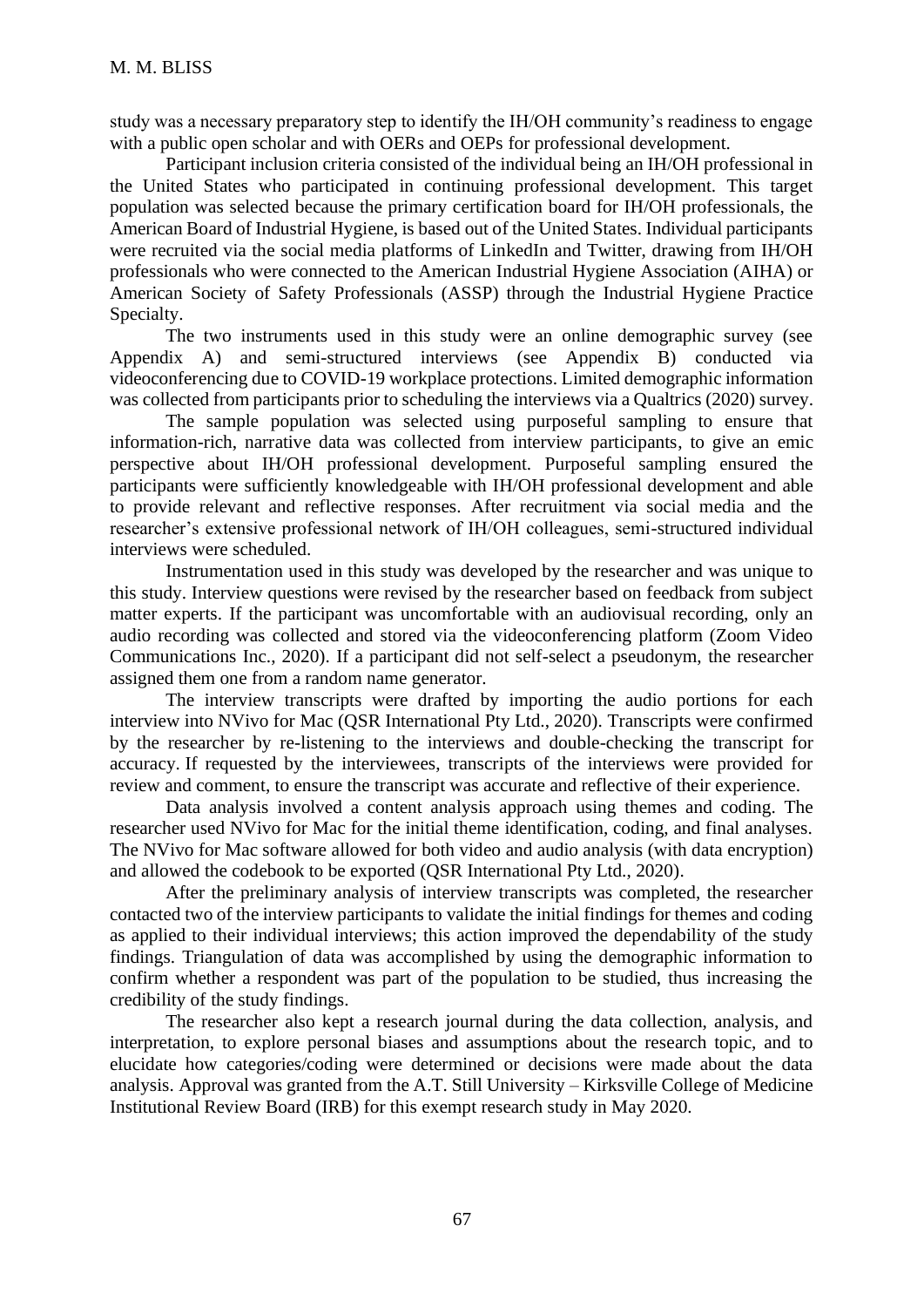study was a necessary preparatory step to identify the IH/OH community's readiness to engage with a public open scholar and with OERs and OEPs for professional development.

Participant inclusion criteria consisted of the individual being an IH/OH professional in the United States who participated in continuing professional development. This target population was selected because the primary certification board for IH/OH professionals, the American Board of Industrial Hygiene, is based out of the United States. Individual participants were recruited via the social media platforms of LinkedIn and Twitter, drawing from IH/OH professionals who were connected to the American Industrial Hygiene Association (AIHA) or American Society of Safety Professionals (ASSP) through the Industrial Hygiene Practice Specialty.

The two instruments used in this study were an online demographic survey (see Appendix A) and semi-structured interviews (see Appendix B) conducted via videoconferencing due to COVID-19 workplace protections. Limited demographic information was collected from participants prior to scheduling the interviews via a Qualtrics (2020) survey.

The sample population was selected using purposeful sampling to ensure that information-rich, narrative data was collected from interview participants, to give an emic perspective about IH/OH professional development. Purposeful sampling ensured the participants were sufficiently knowledgeable with IH/OH professional development and able to provide relevant and reflective responses. After recruitment via social media and the researcher's extensive professional network of IH/OH colleagues, semi-structured individual interviews were scheduled.

Instrumentation used in this study was developed by the researcher and was unique to this study. Interview questions were revised by the researcher based on feedback from subject matter experts. If the participant was uncomfortable with an audiovisual recording, only an audio recording was collected and stored via the videoconferencing platform (Zoom Video Communications Inc., 2020). If a participant did not self-select a pseudonym, the researcher assigned them one from a random name generator.

The interview transcripts were drafted by importing the audio portions for each interview into NVivo for Mac (QSR International Pty Ltd., 2020). Transcripts were confirmed by the researcher by re-listening to the interviews and double-checking the transcript for accuracy. If requested by the interviewees, transcripts of the interviews were provided for review and comment, to ensure the transcript was accurate and reflective of their experience.

Data analysis involved a content analysis approach using themes and coding. The researcher used NVivo for Mac for the initial theme identification, coding, and final analyses. The NVivo for Mac software allowed for both video and audio analysis (with data encryption) and allowed the codebook to be exported (QSR International Pty Ltd., 2020).

After the preliminary analysis of interview transcripts was completed, the researcher contacted two of the interview participants to validate the initial findings for themes and coding as applied to their individual interviews; this action improved the dependability of the study findings. Triangulation of data was accomplished by using the demographic information to confirm whether a respondent was part of the population to be studied, thus increasing the credibility of the study findings.

The researcher also kept a research journal during the data collection, analysis, and interpretation, to explore personal biases and assumptions about the research topic, and to elucidate how categories/coding were determined or decisions were made about the data analysis. Approval was granted from the A.T. Still University – Kirksville College of Medicine Institutional Review Board (IRB) for this exempt research study in May 2020.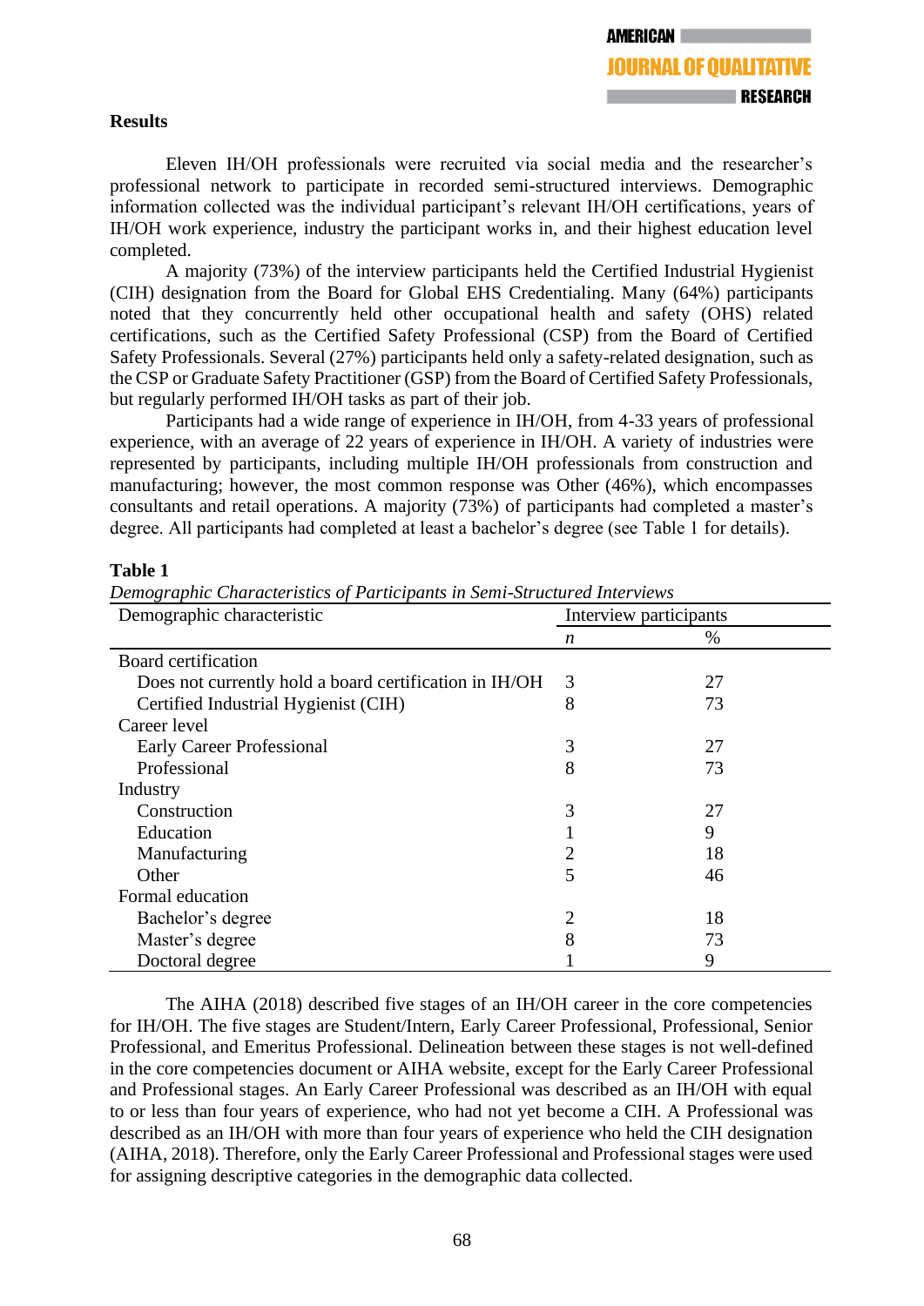## Results

Eleven IH/OH professionals were recruited via social media and the researcher's professional network to participate in recorded semi-structured interviews. Demographic information collected was the individual participant's relevant IH/OH certifications, years of IH/OH work experience, industry the participant works in, and their highest education level completed.

A majority (73%) of the interview participants held the Certified Industrial Hygienist (CIH) designation from the Board for Global EHS Credentialing. Many (64%) participants noted that they concurrently held other occupational health and safety (OHS) related certifications, such as the Certified Safety Professional (CSP) from the Board of Certified Safety Professionals. Several (27%) participants held only a safety-related designation, such as the CSP or Graduate Safety Practitioner (GSP) from the Board of Certified Safety Professionals, but regularly performed IH/OH tasks as part of their job.

Participants had a wide range of experience in IH/OH, from 4-33 years of professional experience, with an average of 22 years of experience in IH/OH. A variety of industries were represented by participants, including multiple IH/OH professionals from construction and manufacturing; however, the most common response was Other (46%), which encompasses consultants and retail operations. A majority (73%) of participants had completed a master's degree. All participants had completed at least a bachelor's degree (see Table 1 for details).

**Table 1**

*Demographic Characteristics of Participants in Semi-Structured Interviews*

| Demographic characteristic | Interview participants | |
|---|---|---|
| | *n* | % |
| Board certification | | |
| Does not currently hold a board certification in IH/OH | 3 | 27 |
| Certified Industrial Hygienist (CIH) | 8 | 73 |
| Career level | | |
| Early Career Professional | 3 | 27 |
| Professional | 8 | 73 |
| Industry | | |
| Construction | 3 | 27 |
| Education | 1 | 9 |
| Manufacturing | 2 | 18 |
| Other | 5 | 46 |
| Formal education | | |
| Bachelor's degree | 2 | 18 |
| Master's degree | 8 | 73 |
| Doctoral degree | 1 | 9 |

The AIHA (2018) described five stages of an IH/OH career in the core competencies for IH/OH. The five stages are Student/Intern, Early Career Professional, Professional, Senior Professional, and Emeritus Professional. Delineation between these stages is not well-defined in the core competencies document or AIHA website, except for the Early Career Professional and Professional stages. An Early Career Professional was described as an IH/OH with equal to or less than four years of experience, who had not yet become a CIH. A Professional was described as an IH/OH with more than four years of experience who held the CIH designation (AIHA, 2018). Therefore, only the Early Career Professional and Professional stages were used for assigning descriptive categories in the demographic data collected.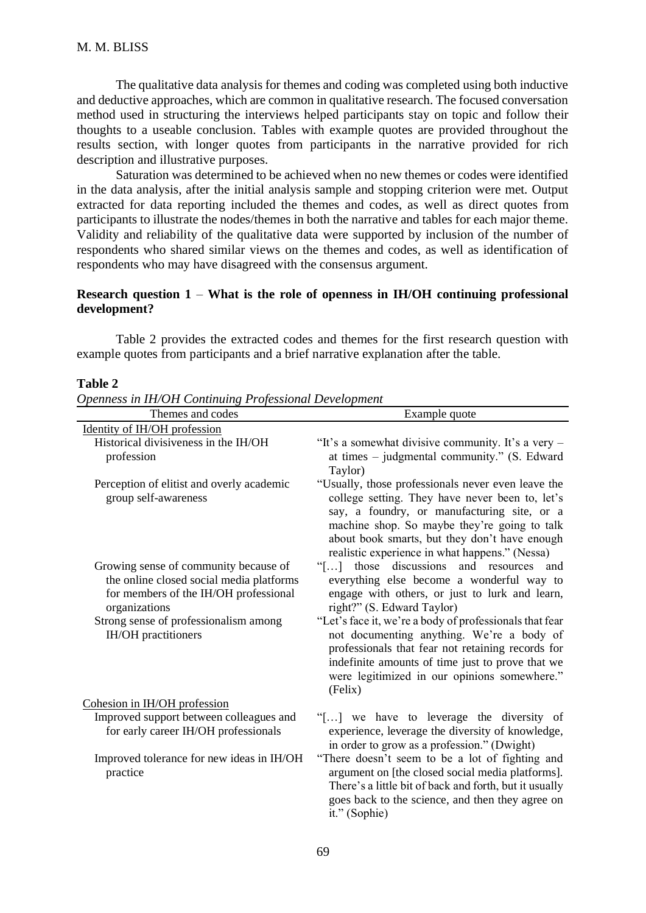The qualitative data analysis for themes and coding was completed using both inductive and deductive approaches, which are common in qualitative research. The focused conversation method used in structuring the interviews helped participants stay on topic and follow their thoughts to a useable conclusion. Tables with example quotes are provided throughout the results section, with longer quotes from participants in the narrative provided for rich description and illustrative purposes.

Saturation was determined to be achieved when no new themes or codes were identified in the data analysis, after the initial analysis sample and stopping criterion were met. Output extracted for data reporting included the themes and codes, as well as direct quotes from participants to illustrate the nodes/themes in both the narrative and tables for each major theme. Validity and reliability of the qualitative data were supported by inclusion of the number of respondents who shared similar views on the themes and codes, as well as identification of respondents who may have disagreed with the consensus argument.

**Research question 1** – **What is the role of openness in IH/OH continuing professional development?**

Table 2 provides the extracted codes and themes for the first research question with example quotes from participants and a brief narrative explanation after the table.

**Table 2**

*Openness in IH/OH Continuing Professional Development*

| Themes and codes | Example quote |
|---|---|
| Identity of IH/OH profession | |
| Historical divisiveness in the IH/OH profession | "It's a somewhat divisive community. It's a very – at times – judgmental community." (S. Edward Taylor) |
| Perception of elitist and overly academic group self-awareness | "Usually, those professionals never even leave the college setting. They have never been to, let's say, a foundry, or manufacturing site, or a machine shop. So maybe they're going to talk about book smarts, but they don't have enough realistic experience in what happens." (Nessa) |
| Growing sense of community because of the online closed social media platforms for members of the IH/OH professional organizations | "[…] those discussions and resources and everything else become a wonderful way to engage with others, or just to lurk and learn, right?" (S. Edward Taylor) |
| Strong sense of professionalism among IH/OH practitioners | "Let's face it, we're a body of professionals that fear not documenting anything. We're a body of professionals that fear not retaining records for indefinite amounts of time just to prove that we were legitimized in our opinions somewhere." (Felix) |
| Cohesion in IH/OH profession | |
| Improved support between colleagues and for early career IH/OH professionals | "[…] we have to leverage the diversity of experience, leverage the diversity of knowledge, in order to grow as a profession." (Dwight) |
| Improved tolerance for new ideas in IH/OH practice | "There doesn't seem to be a lot of fighting and argument on [the closed social media platforms]. There's a little bit of back and forth, but it usually goes back to the science, and then they agree on it." (Sophie) |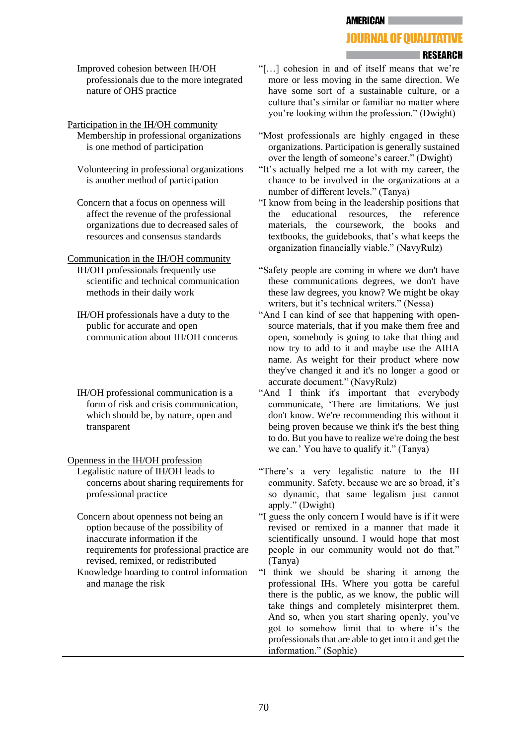| | |
|---|---|
| Improved cohesion between IH/OH professionals due to the more integrated nature of OHS practice | "[…] cohesion in and of itself means that we're more or less moving in the same direction. We have some sort of a sustainable culture, or a culture that's similar or familiar no matter where you're looking within the profession." (Dwight) |
| <u>Participation in the IH/OH community</u> | |
| Membership in professional organizations is one method of participation | "Most professionals are highly engaged in these organizations. Participation is generally sustained over the length of someone's career." (Dwight) |
| Volunteering in professional organizations is another method of participation | "It's actually helped me a lot with my career, the chance to be involved in the organizations at a number of different levels." (Tanya) |
| Concern that a focus on openness will affect the revenue of the professional organizations due to decreased sales of resources and consensus standards | "I know from being in the leadership positions that the educational resources, the reference materials, the coursework, the books and textbooks, the guidebooks, that's what keeps the organization financially viable." (NavyRulz) |
| <u>Communication in the IH/OH community</u> | |
| IH/OH professionals frequently use scientific and technical communication methods in their daily work | "Safety people are coming in where we don't have these communications degrees, we don't have these law degrees, you know? We might be okay writers, but it's technical writers." (Nessa) |
| IH/OH professionals have a duty to the public for accurate and open communication about IH/OH concerns | "And I can kind of see that happening with open-source materials, that if you make them free and open, somebody is going to take that thing and now try to add to it and maybe use the AIHA name. As weight for their product where now they've changed it and it's no longer a good or accurate document." (NavyRulz) |
| IH/OH professional communication is a form of risk and crisis communication, which should be, by nature, open and transparent | "And I think it's important that everybody communicate, 'There are limitations. We just don't know. We're recommending this without it being proven because we think it's the best thing to do. But you have to realize we're doing the best we can.' You have to qualify it." (Tanya) |
| <u>Openness in the IH/OH profession</u> | |
| Legalistic nature of IH/OH leads to concerns about sharing requirements for professional practice | "There's a very legalistic nature to the IH community. Safety, because we are so broad, it's so dynamic, that same legalism just cannot apply." (Dwight) |
| Concern about openness not being an option because of the possibility of inaccurate information if the requirements for professional practice are revised, remixed, or redistributed | "I guess the only concern I would have is if it were revised or remixed in a manner that made it scientifically unsound. I would hope that most people in our community would not do that." (Tanya) |
| Knowledge hoarding to control information and manage the risk | "I think we should be sharing it among the professional IHs. Where you gotta be careful there is the public, as we know, the public will take things and completely misinterpret them. And so, when you start sharing openly, you've got to somehow limit that to where it's the professionals that are able to get into it and get the information." (Sophie) |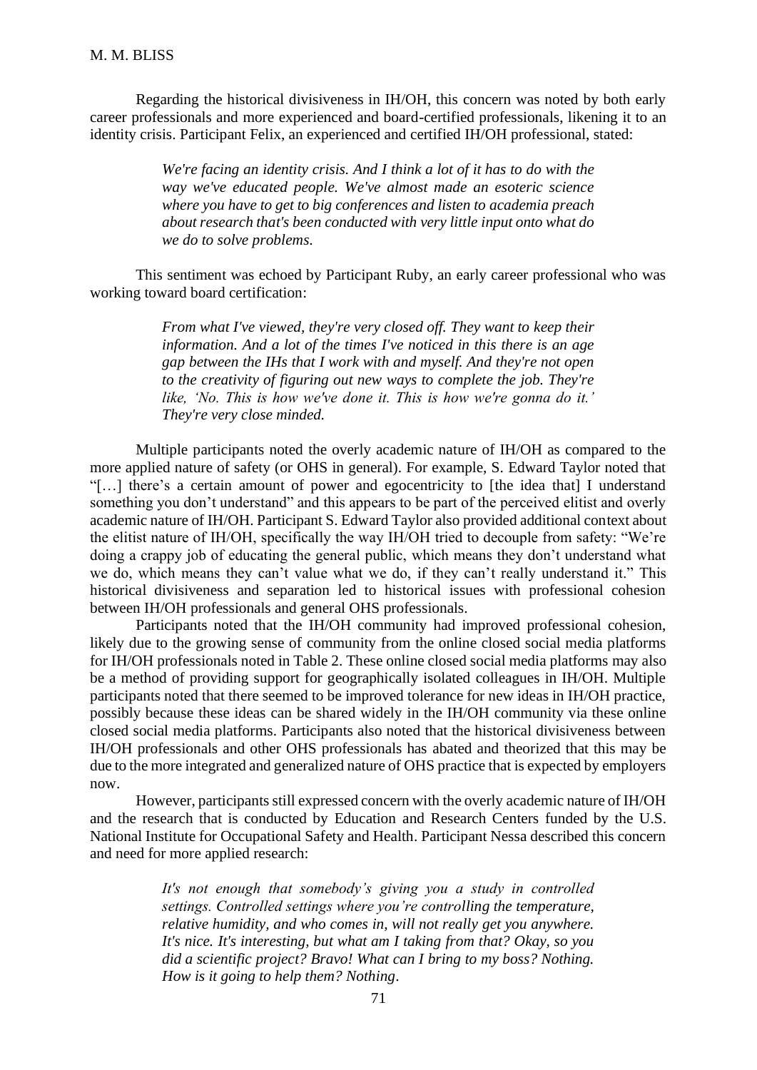Regarding the historical divisiveness in IH/OH, this concern was noted by both early career professionals and more experienced and board-certified professionals, likening it to an identity crisis. Participant Felix, an experienced and certified IH/OH professional, stated:

> *We're facing an identity crisis. And I think a lot of it has to do with the way we've educated people. We've almost made an esoteric science where you have to get to big conferences and listen to academia preach about research that's been conducted with very little input onto what do we do to solve problems.*

This sentiment was echoed by Participant Ruby, an early career professional who was working toward board certification:

> *From what I've viewed, they're very closed off. They want to keep their information. And a lot of the times I've noticed in this there is an age gap between the IHs that I work with and myself. And they're not open to the creativity of figuring out new ways to complete the job. They're like, 'No. This is how we've done it. This is how we're gonna do it.' They're very close minded.*

Multiple participants noted the overly academic nature of IH/OH as compared to the more applied nature of safety (or OHS in general). For example, S. Edward Taylor noted that "[…] there's a certain amount of power and egocentricity to [the idea that] I understand something you don't understand" and this appears to be part of the perceived elitist and overly academic nature of IH/OH. Participant S. Edward Taylor also provided additional context about the elitist nature of IH/OH, specifically the way IH/OH tried to decouple from safety: "We're doing a crappy job of educating the general public, which means they don't understand what we do, which means they can't value what we do, if they can't really understand it." This historical divisiveness and separation led to historical issues with professional cohesion between IH/OH professionals and general OHS professionals.

Participants noted that the IH/OH community had improved professional cohesion, likely due to the growing sense of community from the online closed social media platforms for IH/OH professionals noted in Table 2. These online closed social media platforms may also be a method of providing support for geographically isolated colleagues in IH/OH. Multiple participants noted that there seemed to be improved tolerance for new ideas in IH/OH practice, possibly because these ideas can be shared widely in the IH/OH community via these online closed social media platforms. Participants also noted that the historical divisiveness between IH/OH professionals and other OHS professionals has abated and theorized that this may be due to the more integrated and generalized nature of OHS practice that is expected by employers now.

However, participants still expressed concern with the overly academic nature of IH/OH and the research that is conducted by Education and Research Centers funded by the U.S. National Institute for Occupational Safety and Health. Participant Nessa described this concern and need for more applied research:

> *It's not enough that somebody's giving you a study in controlled settings. Controlled settings where you're controlling the temperature, relative humidity, and who comes in, will not really get you anywhere. It's nice. It's interesting, but what am I taking from that? Okay, so you did a scientific project? Bravo! What can I bring to my boss? Nothing. How is it going to help them? Nothing.*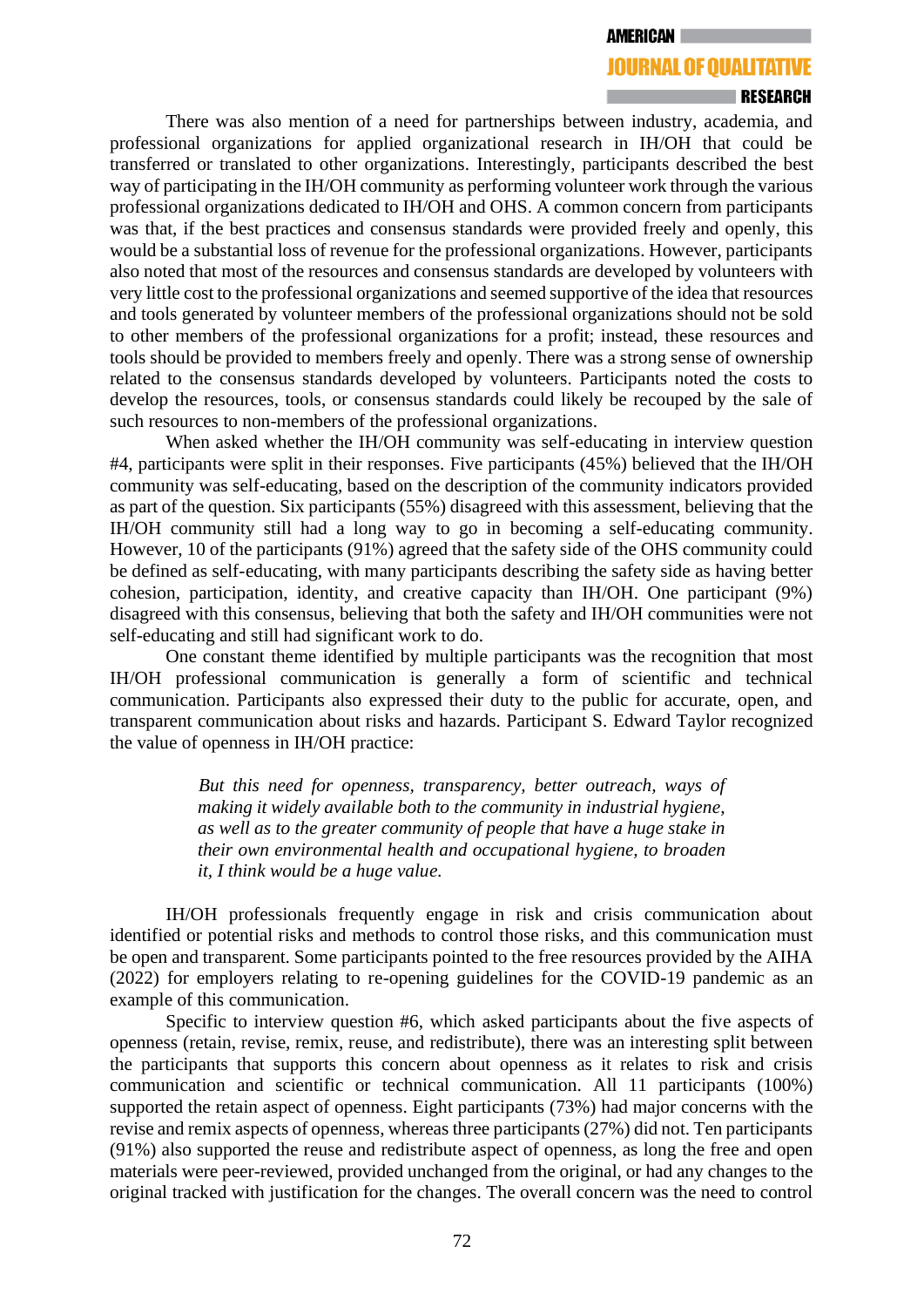There was also mention of a need for partnerships between industry, academia, and professional organizations for applied organizational research in IH/OH that could be transferred or translated to other organizations. Interestingly, participants described the best way of participating in the IH/OH community as performing volunteer work through the various professional organizations dedicated to IH/OH and OHS. A common concern from participants was that, if the best practices and consensus standards were provided freely and openly, this would be a substantial loss of revenue for the professional organizations. However, participants also noted that most of the resources and consensus standards are developed by volunteers with very little cost to the professional organizations and seemed supportive of the idea that resources and tools generated by volunteer members of the professional organizations should not be sold to other members of the professional organizations for a profit; instead, these resources and tools should be provided to members freely and openly. There was a strong sense of ownership related to the consensus standards developed by volunteers. Participants noted the costs to develop the resources, tools, or consensus standards could likely be recouped by the sale of such resources to non-members of the professional organizations.

When asked whether the IH/OH community was self-educating in interview question #4, participants were split in their responses. Five participants (45%) believed that the IH/OH community was self-educating, based on the description of the community indicators provided as part of the question. Six participants (55%) disagreed with this assessment, believing that the IH/OH community still had a long way to go in becoming a self-educating community. However, 10 of the participants (91%) agreed that the safety side of the OHS community could be defined as self-educating, with many participants describing the safety side as having better cohesion, participation, identity, and creative capacity than IH/OH. One participant (9%) disagreed with this consensus, believing that both the safety and IH/OH communities were not self-educating and still had significant work to do.

One constant theme identified by multiple participants was the recognition that most IH/OH professional communication is generally a form of scientific and technical communication. Participants also expressed their duty to the public for accurate, open, and transparent communication about risks and hazards. Participant S. Edward Taylor recognized the value of openness in IH/OH practice:

> *But this need for openness, transparency, better outreach, ways of making it widely available both to the community in industrial hygiene, as well as to the greater community of people that have a huge stake in their own environmental health and occupational hygiene, to broaden it, I think would be a huge value.*

IH/OH professionals frequently engage in risk and crisis communication about identified or potential risks and methods to control those risks, and this communication must be open and transparent. Some participants pointed to the free resources provided by the AIHA (2022) for employers relating to re-opening guidelines for the COVID-19 pandemic as an example of this communication.

Specific to interview question #6, which asked participants about the five aspects of openness (retain, revise, remix, reuse, and redistribute), there was an interesting split between the participants that supports this concern about openness as it relates to risk and crisis communication and scientific or technical communication. All 11 participants (100%) supported the retain aspect of openness. Eight participants (73%) had major concerns with the revise and remix aspects of openness, whereas three participants (27%) did not. Ten participants (91%) also supported the reuse and redistribute aspect of openness, as long the free and open materials were peer-reviewed, provided unchanged from the original, or had any changes to the original tracked with justification for the changes. The overall concern was the need to control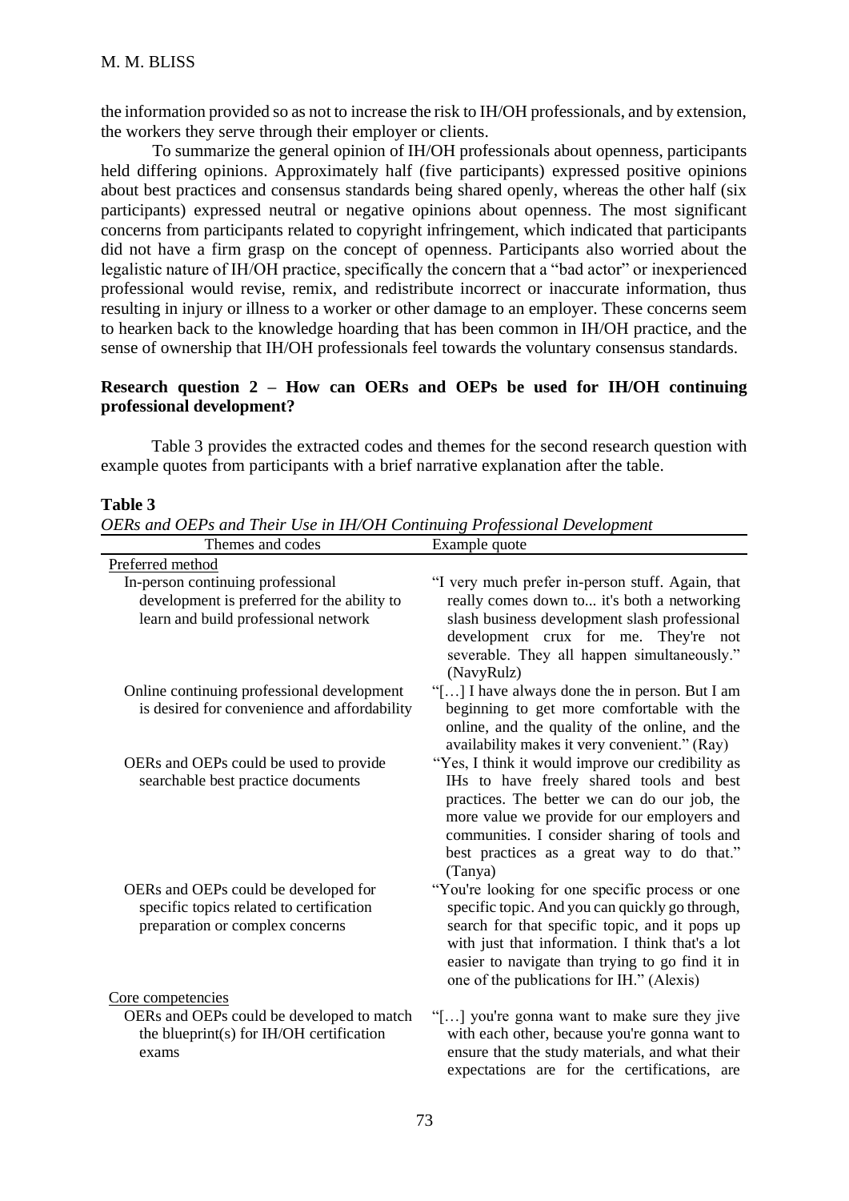the information provided so as not to increase the risk to IH/OH professionals, and by extension, the workers they serve through their employer or clients.

To summarize the general opinion of IH/OH professionals about openness, participants held differing opinions. Approximately half (five participants) expressed positive opinions about best practices and consensus standards being shared openly, whereas the other half (six participants) expressed neutral or negative opinions about openness. The most significant concerns from participants related to copyright infringement, which indicated that participants did not have a firm grasp on the concept of openness. Participants also worried about the legalistic nature of IH/OH practice, specifically the concern that a "bad actor" or inexperienced professional would revise, remix, and redistribute incorrect or inaccurate information, thus resulting in injury or illness to a worker or other damage to an employer. These concerns seem to hearken back to the knowledge hoarding that has been common in IH/OH practice, and the sense of ownership that IH/OH professionals feel towards the voluntary consensus standards.

### Research question 2 – How can OERs and OEPs be used for IH/OH continuing professional development?

Table 3 provides the extracted codes and themes for the second research question with example quotes from participants with a brief narrative explanation after the table.

**Table 3**

*OERs and OEPs and Their Use in IH/OH Continuing Professional Development*

| Themes and codes | Example quote |
|---|---|
| Preferred method | |
| In-person continuing professional development is preferred for the ability to learn and build professional network | "I very much prefer in-person stuff. Again, that really comes down to... it's both a networking slash business development slash professional development crux for me. They're not severable. They all happen simultaneously." (NavyRulz) |
| Online continuing professional development is desired for convenience and affordability | "[…] I have always done the in person. But I am beginning to get more comfortable with the online, and the quality of the online, and the availability makes it very convenient." (Ray) |
| OERs and OEPs could be used to provide searchable best practice documents | "Yes, I think it would improve our credibility as IHs to have freely shared tools and best practices. The better we can do our job, the more value we provide for our employers and communities. I consider sharing of tools and best practices as a great way to do that." (Tanya) |
| OERs and OEPs could be developed for specific topics related to certification preparation or complex concerns | "You're looking for one specific process or one specific topic. And you can quickly go through, search for that specific topic, and it pops up with just that information. I think that's a lot easier to navigate than trying to go find it in one of the publications for IH." (Alexis) |
| Core competencies | |
| OERs and OEPs could be developed to match the blueprint(s) for IH/OH certification exams | "[…] you're gonna want to make sure they jive with each other, because you're gonna want to ensure that the study materials, and what their expectations are for the certifications, are |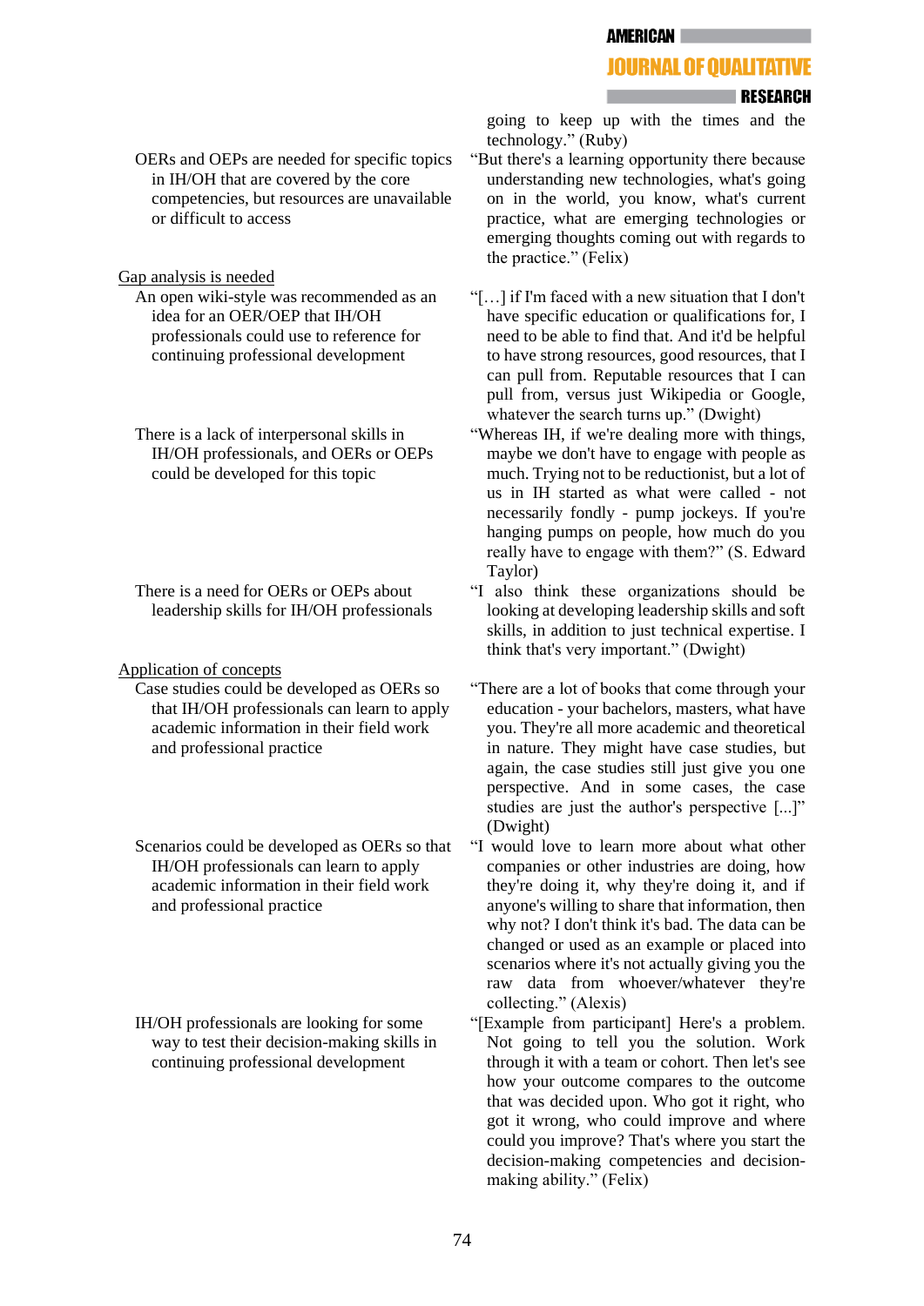| | |
|---|---|
| | going to keep up with the times and the technology." (Ruby) |
| OERs and OEPs are needed for specific topics in IH/OH that are covered by the core competencies, but resources are unavailable or difficult to access | "But there's a learning opportunity there because understanding new technologies, what's going on in the world, you know, what's current practice, what are emerging technologies or emerging thoughts coming out with regards to the practice." (Felix) |
| <u>Gap analysis is needed</u> | |
| An open wiki-style was recommended as an idea for an OER/OEP that IH/OH professionals could use to reference for continuing professional development | "[…] if I'm faced with a new situation that I don't have specific education or qualifications for, I need to be able to find that. And it'd be helpful to have strong resources, good resources, that I can pull from. Reputable resources that I can pull from, versus just Wikipedia or Google, whatever the search turns up." (Dwight) |
| There is a lack of interpersonal skills in IH/OH professionals, and OERs or OEPs could be developed for this topic | "Whereas IH, if we're dealing more with things, maybe we don't have to engage with people as much. Trying not to be reductionist, but a lot of us in IH started as what were called - not necessarily fondly - pump jockeys. If you're hanging pumps on people, how much do you really have to engage with them?" (S. Edward Taylor) |
| There is a need for OERs or OEPs about leadership skills for IH/OH professionals | "I also think these organizations should be looking at developing leadership skills and soft skills, in addition to just technical expertise. I think that's very important." (Dwight) |
| <u>Application of concepts</u> | |
| Case studies could be developed as OERs so that IH/OH professionals can learn to apply academic information in their field work and professional practice | "There are a lot of books that come through your education - your bachelors, masters, what have you. They're all more academic and theoretical in nature. They might have case studies, but again, the case studies still just give you one perspective. And in some cases, the case studies are just the author's perspective [...]" (Dwight) |
| Scenarios could be developed as OERs so that IH/OH professionals can learn to apply academic information in their field work and professional practice | "I would love to learn more about what other companies or other industries are doing, how they're doing it, why they're doing it, and if anyone's willing to share that information, then why not? I don't think it's bad. The data can be changed or used as an example or placed into scenarios where it's not actually giving you the raw data from whoever/whatever they're collecting." (Alexis) |
| IH/OH professionals are looking for some way to test their decision-making skills in continuing professional development | "[Example from participant] Here's a problem. Not going to tell you the solution. Work through it with a team or cohort. Then let's see how your outcome compares to the outcome that was decided upon. Who got it right, who got it wrong, who could improve and where could you improve? That's where you start the decision-making competencies and decision-making ability." (Felix) |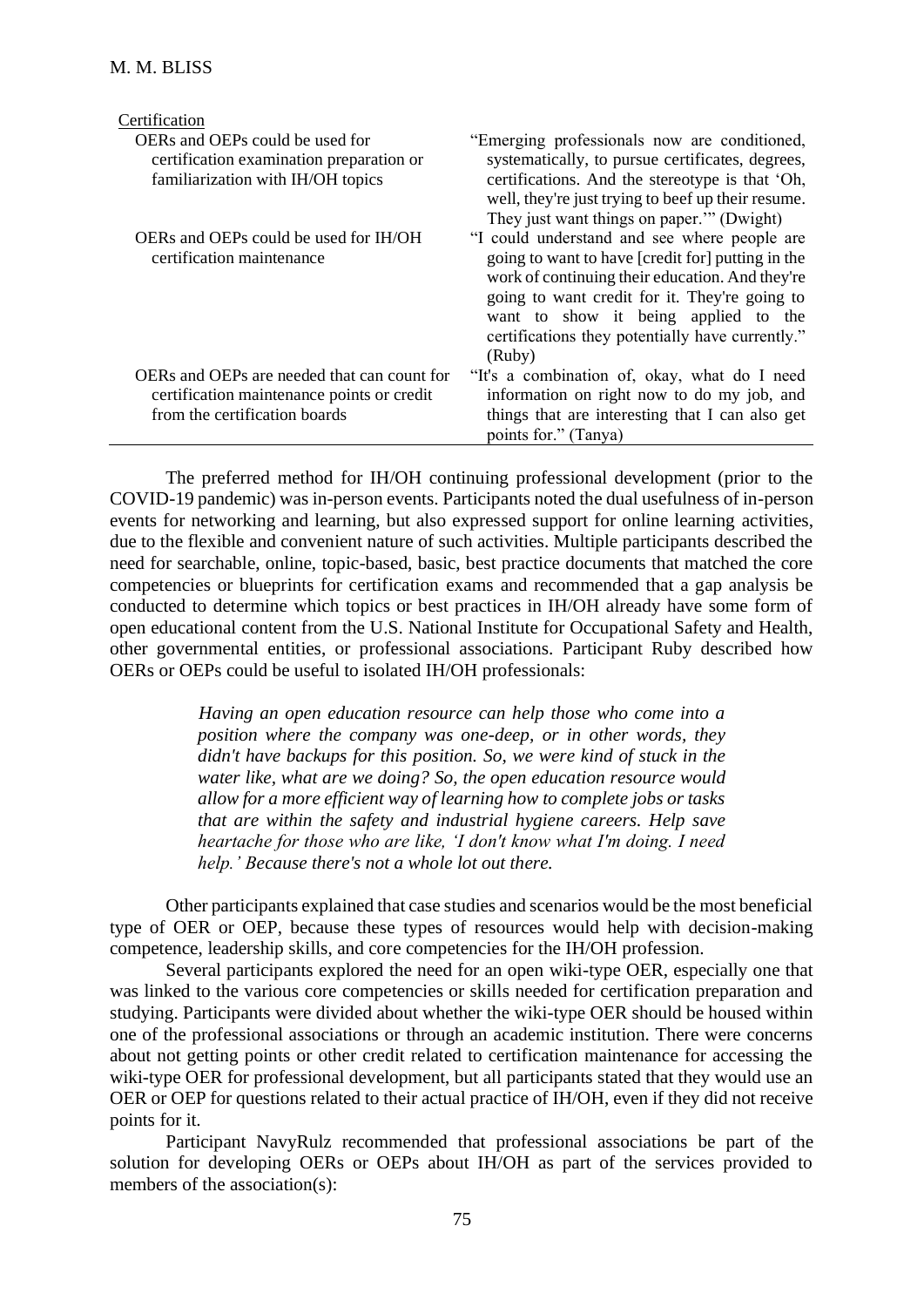| | |
|---|---|
| Certification | |
| OERs and OEPs could be used for certification examination preparation or familiarization with IH/OH topics | "Emerging professionals now are conditioned, systematically, to pursue certificates, degrees, certifications. And the stereotype is that 'Oh, well, they're just trying to beef up their resume. They just want things on paper.'" (Dwight) |
| OERs and OEPs could be used for IH/OH certification maintenance | "I could understand and see where people are going to want to have [credit for] putting in the work of continuing their education. And they're going to want credit for it. They're going to want to show it being applied to the certifications they potentially have currently." (Ruby) |
| OERs and OEPs are needed that can count for certification maintenance points or credit from the certification boards | "It's a combination of, okay, what do I need information on right now to do my job, and things that are interesting that I can also get points for." (Tanya) |

The preferred method for IH/OH continuing professional development (prior to the COVID-19 pandemic) was in-person events. Participants noted the dual usefulness of in-person events for networking and learning, but also expressed support for online learning activities, due to the flexible and convenient nature of such activities. Multiple participants described the need for searchable, online, topic-based, basic, best practice documents that matched the core competencies or blueprints for certification exams and recommended that a gap analysis be conducted to determine which topics or best practices in IH/OH already have some form of open educational content from the U.S. National Institute for Occupational Safety and Health, other governmental entities, or professional associations. Participant Ruby described how OERs or OEPs could be useful to isolated IH/OH professionals:

> *Having an open education resource can help those who come into a position where the company was one-deep, or in other words, they didn't have backups for this position. So, we were kind of stuck in the water like, what are we doing? So, the open education resource would allow for a more efficient way of learning how to complete jobs or tasks that are within the safety and industrial hygiene careers. Help save heartache for those who are like, 'I don't know what I'm doing. I need help.' Because there's not a whole lot out there.*

Other participants explained that case studies and scenarios would be the most beneficial type of OER or OEP, because these types of resources would help with decision-making competence, leadership skills, and core competencies for the IH/OH profession.

Several participants explored the need for an open wiki-type OER, especially one that was linked to the various core competencies or skills needed for certification preparation and studying. Participants were divided about whether the wiki-type OER should be housed within one of the professional associations or through an academic institution. There were concerns about not getting points or other credit related to certification maintenance for accessing the wiki-type OER for professional development, but all participants stated that they would use an OER or OEP for questions related to their actual practice of IH/OH, even if they did not receive points for it.

Participant NavyRulz recommended that professional associations be part of the solution for developing OERs or OEPs about IH/OH as part of the services provided to members of the association(s):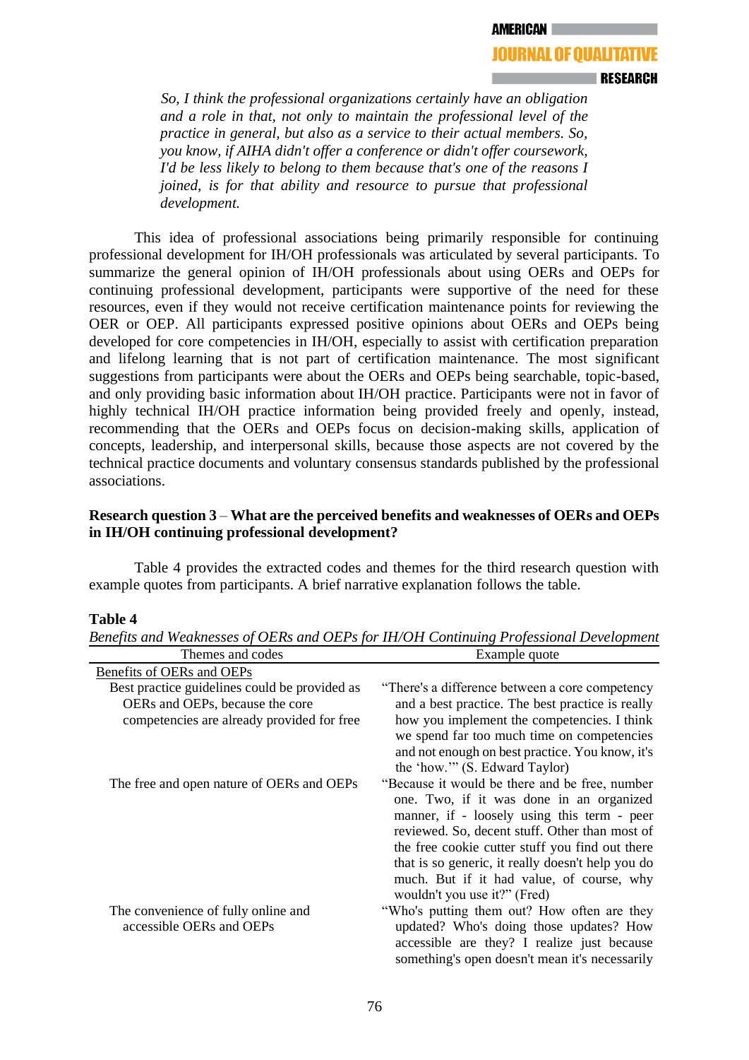*So, I think the professional organizations certainly have an obligation and a role in that, not only to maintain the professional level of the practice in general, but also as a service to their actual members. So, you know, if AIHA didn't offer a conference or didn't offer coursework, I'd be less likely to belong to them because that's one of the reasons I joined, is for that ability and resource to pursue that professional development.*

This idea of professional associations being primarily responsible for continuing professional development for IH/OH professionals was articulated by several participants. To summarize the general opinion of IH/OH professionals about using OERs and OEPs for continuing professional development, participants were supportive of the need for these resources, even if they would not receive certification maintenance points for reviewing the OER or OEP. All participants expressed positive opinions about OERs and OEPs being developed for core competencies in IH/OH, especially to assist with certification preparation and lifelong learning that is not part of certification maintenance. The most significant suggestions from participants were about the OERs and OEPs being searchable, topic-based, and only providing basic information about IH/OH practice. Participants were not in favor of highly technical IH/OH practice information being provided freely and openly, instead, recommending that the OERs and OEPs focus on decision-making skills, application of concepts, leadership, and interpersonal skills, because those aspects are not covered by the technical practice documents and voluntary consensus standards published by the professional associations.

**Research question 3** – **What are the perceived benefits and weaknesses of OERs and OEPs in IH/OH continuing professional development?**

Table 4 provides the extracted codes and themes for the third research question with example quotes from participants. A brief narrative explanation follows the table.

**Table 4**

*Benefits and Weaknesses of OERs and OEPs for IH/OH Continuing Professional Development*

| Themes and codes | Example quote |
|---|---|
| Benefits of OERs and OEPs | |
| Best practice guidelines could be provided as OERs and OEPs, because the core competencies are already provided for free | "There's a difference between a core competency and a best practice. The best practice is really how you implement the competencies. I think we spend far too much time on competencies and not enough on best practice. You know, it's the 'how.'" (S. Edward Taylor) |
| The free and open nature of OERs and OEPs | "Because it would be there and be free, number one. Two, if it was done in an organized manner, if - loosely using this term - peer reviewed. So, decent stuff. Other than most of the free cookie cutter stuff you find out there that is so generic, it really doesn't help you do much. But if it had value, of course, why wouldn't you use it?" (Fred) |
| The convenience of fully online and accessible OERs and OEPs | "Who's putting them out? How often are they updated? Who's doing those updates? How accessible are they? I realize just because something's open doesn't mean it's necessarily |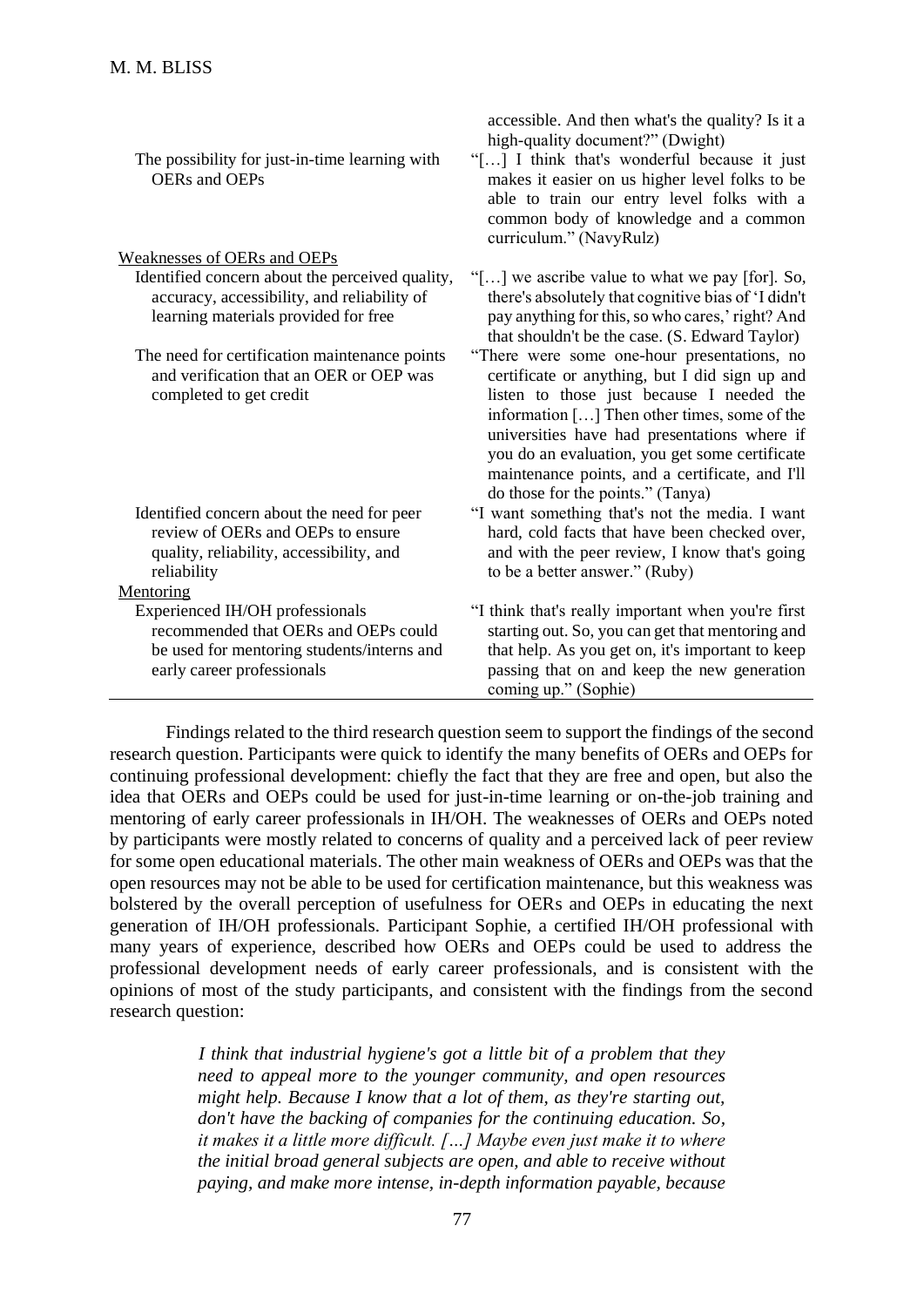| | |
|---|---|
| | accessible. And then what's the quality? Is it a high-quality document?" (Dwight) |
| The possibility for just-in-time learning with OERs and OEPs | "[…] I think that's wonderful because it just makes it easier on us higher level folks to be able to train our entry level folks with a common body of knowledge and a common curriculum." (NavyRulz) |
| Weaknesses of OERs and OEPs | |
| Identified concern about the perceived quality, accuracy, accessibility, and reliability of learning materials provided for free | "[…] we ascribe value to what we pay [for]. So, there's absolutely that cognitive bias of 'I didn't pay anything for this, so who cares,' right? And that shouldn't be the case. (S. Edward Taylor) |
| The need for certification maintenance points and verification that an OER or OEP was completed to get credit | "There were some one-hour presentations, no certificate or anything, but I did sign up and listen to those just because I needed the information […] Then other times, some of the universities have had presentations where if you do an evaluation, you get some certificate maintenance points, and a certificate, and I'll do those for the points." (Tanya) |
| Identified concern about the need for peer review of OERs and OEPs to ensure quality, reliability, accessibility, and reliability | "I want something that's not the media. I want hard, cold facts that have been checked over, and with the peer review, I know that's going to be a better answer." (Ruby) |
| Mentoring | |
| Experienced IH/OH professionals recommended that OERs and OEPs could be used for mentoring students/interns and early career professionals | "I think that's really important when you're first starting out. So, you can get that mentoring and that help. As you get on, it's important to keep passing that on and keep the new generation coming up." (Sophie) |

Findings related to the third research question seem to support the findings of the second research question. Participants were quick to identify the many benefits of OERs and OEPs for continuing professional development: chiefly the fact that they are free and open, but also the idea that OERs and OEPs could be used for just-in-time learning or on-the-job training and mentoring of early career professionals in IH/OH. The weaknesses of OERs and OEPs noted by participants were mostly related to concerns of quality and a perceived lack of peer review for some open educational materials. The other main weakness of OERs and OEPs was that the open resources may not be able to be used for certification maintenance, but this weakness was bolstered by the overall perception of usefulness for OERs and OEPs in educating the next generation of IH/OH professionals. Participant Sophie, a certified IH/OH professional with many years of experience, described how OERs and OEPs could be used to address the professional development needs of early career professionals, and is consistent with the opinions of most of the study participants, and consistent with the findings from the second research question:

> *I think that industrial hygiene's got a little bit of a problem that they need to appeal more to the younger community, and open resources might help. Because I know that a lot of them, as they're starting out, don't have the backing of companies for the continuing education. So, it makes it a little more difficult. […] Maybe even just make it to where the initial broad general subjects are open, and able to receive without paying, and make more intense, in-depth information payable, because*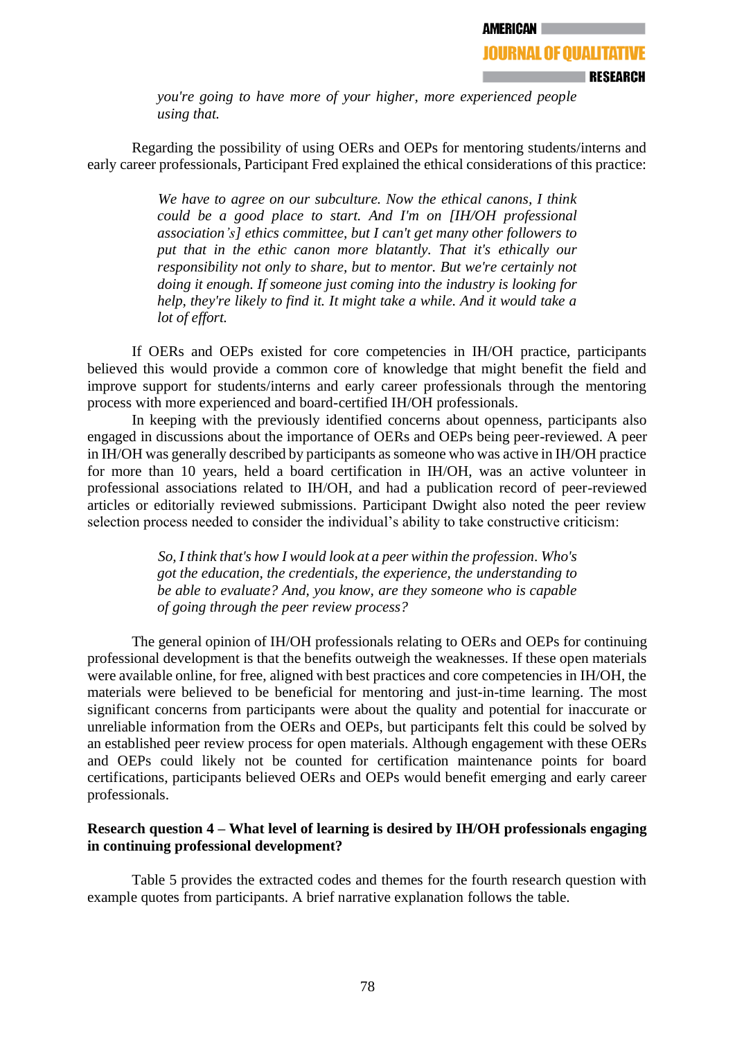> *you're going to have more of your higher, more experienced people using that.*

Regarding the possibility of using OERs and OEPs for mentoring students/interns and early career professionals, Participant Fred explained the ethical considerations of this practice:

> *We have to agree on our subculture. Now the ethical canons, I think could be a good place to start. And I'm on [IH/OH professional association's] ethics committee, but I can't get many other followers to put that in the ethic canon more blatantly. That it's ethically our responsibility not only to share, but to mentor. But we're certainly not doing it enough. If someone just coming into the industry is looking for help, they're likely to find it. It might take a while. And it would take a lot of effort.*

If OERs and OEPs existed for core competencies in IH/OH practice, participants believed this would provide a common core of knowledge that might benefit the field and improve support for students/interns and early career professionals through the mentoring process with more experienced and board-certified IH/OH professionals.

In keeping with the previously identified concerns about openness, participants also engaged in discussions about the importance of OERs and OEPs being peer-reviewed. A peer in IH/OH was generally described by participants as someone who was active in IH/OH practice for more than 10 years, held a board certification in IH/OH, was an active volunteer in professional associations related to IH/OH, and had a publication record of peer-reviewed articles or editorially reviewed submissions. Participant Dwight also noted the peer review selection process needed to consider the individual's ability to take constructive criticism:

> *So, I think that's how I would look at a peer within the profession. Who's got the education, the credentials, the experience, the understanding to be able to evaluate? And, you know, are they someone who is capable of going through the peer review process?*

The general opinion of IH/OH professionals relating to OERs and OEPs for continuing professional development is that the benefits outweigh the weaknesses. If these open materials were available online, for free, aligned with best practices and core competencies in IH/OH, the materials were believed to be beneficial for mentoring and just-in-time learning. The most significant concerns from participants were about the quality and potential for inaccurate or unreliable information from the OERs and OEPs, but participants felt this could be solved by an established peer review process for open materials. Although engagement with these OERs and OEPs could likely not be counted for certification maintenance points for board certifications, participants believed OERs and OEPs would benefit emerging and early career professionals.

**Research question 4 – What level of learning is desired by IH/OH professionals engaging in continuing professional development?**

Table 5 provides the extracted codes and themes for the fourth research question with example quotes from participants. A brief narrative explanation follows the table.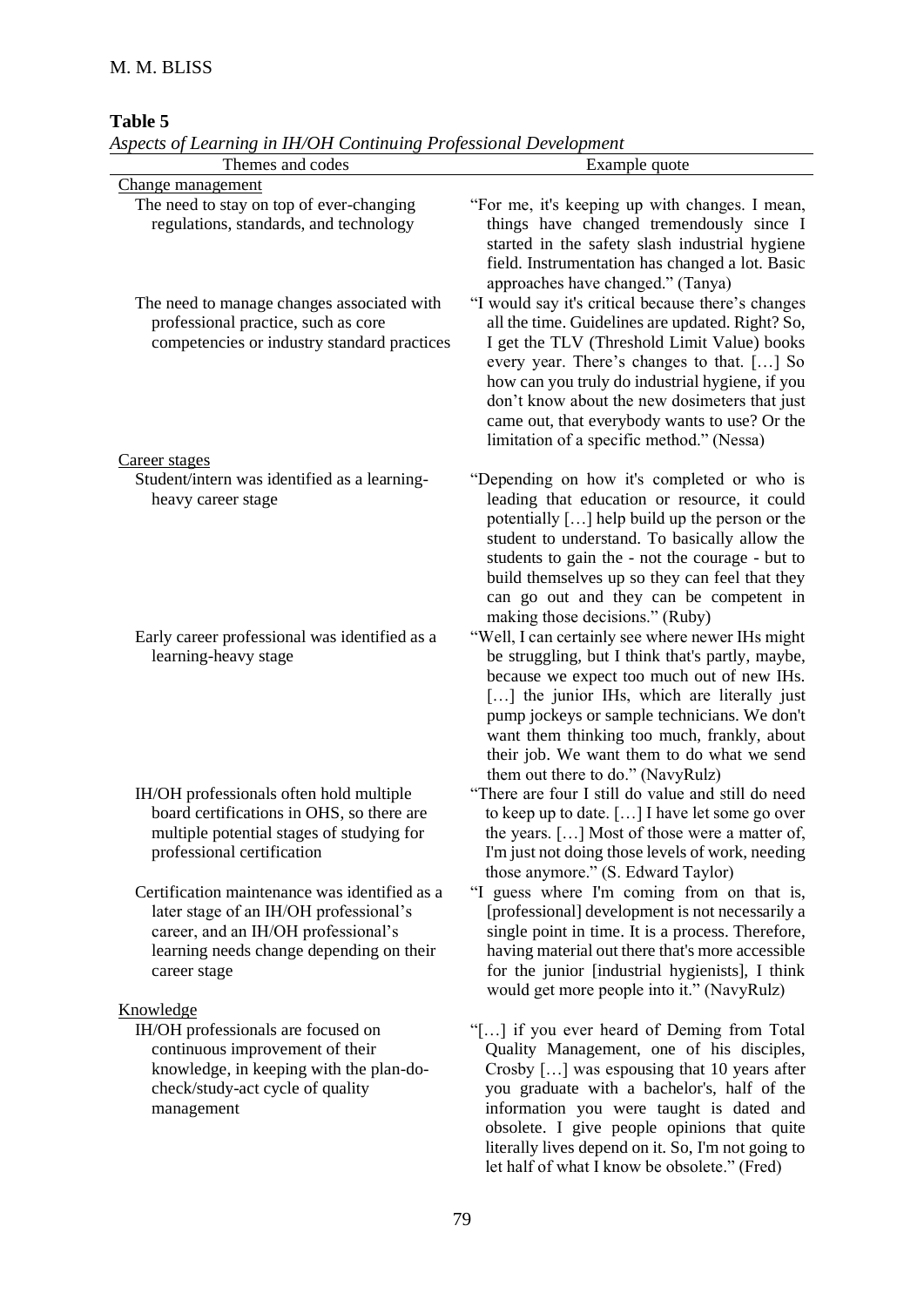**Table 5**

*Aspects of Learning in IH/OH Continuing Professional Development*

| Themes and codes | Example quote |
|---|---|
| Change management | |
| The need to stay on top of ever-changing regulations, standards, and technology | "For me, it's keeping up with changes. I mean, things have changed tremendously since I started in the safety slash industrial hygiene field. Instrumentation has changed a lot. Basic approaches have changed." (Tanya) |
| The need to manage changes associated with professional practice, such as core competencies or industry standard practices | "I would say it's critical because there's changes all the time. Guidelines are updated. Right? So, I get the TLV (Threshold Limit Value) books every year. There's changes to that. […] So how can you truly do industrial hygiene, if you don't know about the new dosimeters that just came out, that everybody wants to use? Or the limitation of a specific method." (Nessa) |
| Career stages | |
| Student/intern was identified as a learning-heavy career stage | "Depending on how it's completed or who is leading that education or resource, it could potentially […] help build up the person or the student to understand. To basically allow the students to gain the - not the courage - but to build themselves up so they can feel that they can go out and they can be competent in making those decisions." (Ruby) |
| Early career professional was identified as a learning-heavy stage | "Well, I can certainly see where newer IHs might be struggling, but I think that's partly, maybe, because we expect too much out of new IHs. […] the junior IHs, which are literally just pump jockeys or sample technicians. We don't want them thinking too much, frankly, about their job. We want them to do what we send them out there to do." (NavyRulz) |
| IH/OH professionals often hold multiple board certifications in OHS, so there are multiple potential stages of studying for professional certification | "There are four I still do value and still do need to keep up to date. […] I have let some go over the years. […] Most of those were a matter of, I'm just not doing those levels of work, needing those anymore." (S. Edward Taylor) |
| Certification maintenance was identified as a later stage of an IH/OH professional's career, and an IH/OH professional's learning needs change depending on their career stage | "I guess where I'm coming from on that is, [professional] development is not necessarily a single point in time. It is a process. Therefore, having material out there that's more accessible for the junior [industrial hygienists], I think would get more people into it." (NavyRulz) |
| Knowledge | |
| IH/OH professionals are focused on continuous improvement of their knowledge, in keeping with the plan-do-check/study-act cycle of quality management | "[…] if you ever heard of Deming from Total Quality Management, one of his disciples, Crosby […] was espousing that 10 years after you graduate with a bachelor's, half of the information you were taught is dated and obsolete. I give people opinions that quite literally lives depend on it. So, I'm not going to let half of what I know be obsolete." (Fred) |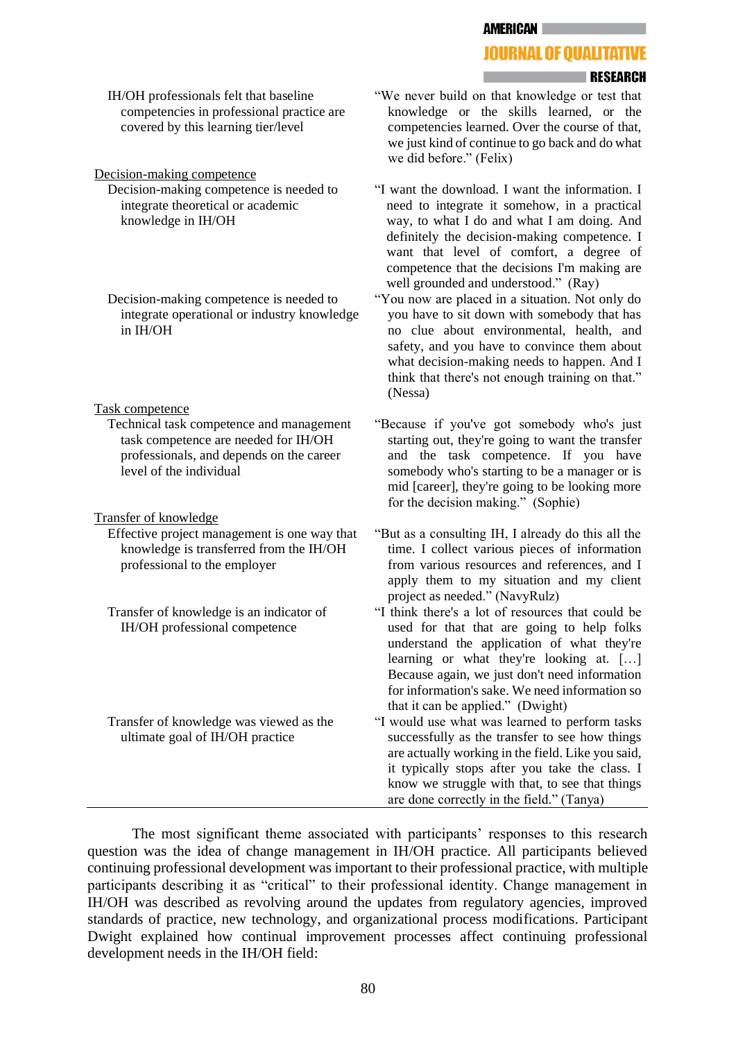| | |
|---|---|
| IH/OH professionals felt that baseline competencies in professional practice are covered by this learning tier/level | "We never build on that knowledge or test that knowledge or the skills learned, or the competencies learned. Over the course of that, we just kind of continue to go back and do what we did before." (Felix) |
| Decision-making competence | |
| Decision-making competence is needed to integrate theoretical or academic knowledge in IH/OH | "I want the download. I want the information. I need to integrate it somehow, in a practical way, to what I do and what I am doing. And definitely the decision-making competence. I want that level of comfort, a degree of competence that the decisions I'm making are well grounded and understood." (Ray) |
| Decision-making competence is needed to integrate operational or industry knowledge in IH/OH | "You now are placed in a situation. Not only do you have to sit down with somebody that has no clue about environmental, health, and safety, and you have to convince them about what decision-making needs to happen. And I think that there's not enough training on that." (Nessa) |
| Task competence | |
| Technical task competence and management task competence are needed for IH/OH professionals, and depends on the career level of the individual | "Because if you've got somebody who's just starting out, they're going to want the transfer and the task competence. If you have somebody who's starting to be a manager or is mid [career], they're going to be looking more for the decision making." (Sophie) |
| Transfer of knowledge | |
| Effective project management is one way that knowledge is transferred from the IH/OH professional to the employer | "But as a consulting IH, I already do this all the time. I collect various pieces of information from various resources and references, and I apply them to my situation and my client project as needed." (NavyRulz) |
| Transfer of knowledge is an indicator of IH/OH professional competence | "I think there's a lot of resources that could be used for that that are going to help folks understand the application of what they're learning or what they're looking at. […] Because again, we just don't need information for information's sake. We need information so that it can be applied." (Dwight) |
| Transfer of knowledge was viewed as the ultimate goal of IH/OH practice | "I would use what was learned to perform tasks successfully as the transfer to see how things are actually working in the field. Like you said, it typically stops after you take the class. I know we struggle with that, to see that things are done correctly in the field." (Tanya) |

The most significant theme associated with participants' responses to this research question was the idea of change management in IH/OH practice. All participants believed continuing professional development was important to their professional practice, with multiple participants describing it as "critical" to their professional identity. Change management in IH/OH was described as revolving around the updates from regulatory agencies, improved standards of practice, new technology, and organizational process modifications. Participant Dwight explained how continual improvement processes affect continuing professional development needs in the IH/OH field: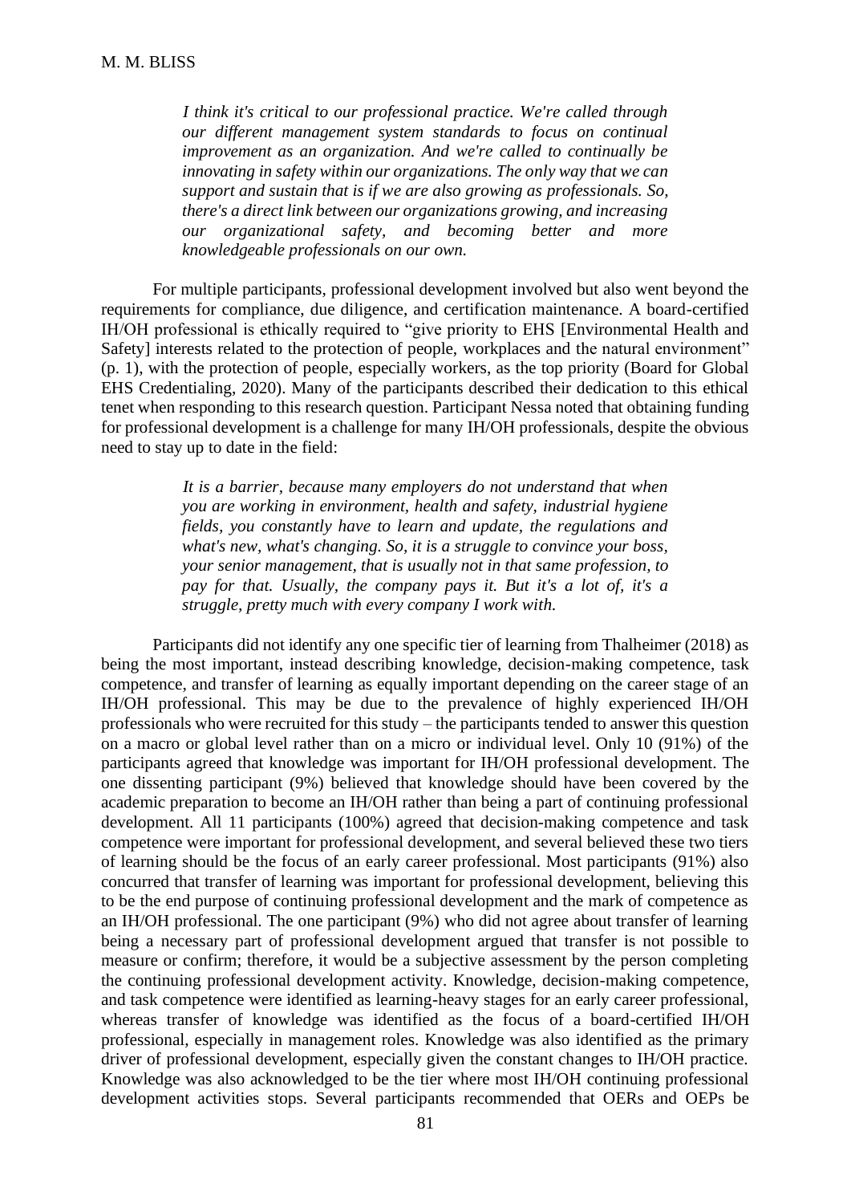> *I think it's critical to our professional practice. We're called through our different management system standards to focus on continual improvement as an organization. And we're called to continually be innovating in safety within our organizations. The only way that we can support and sustain that is if we are also growing as professionals. So, there's a direct link between our organizations growing, and increasing our organizational safety, and becoming better and more knowledgeable professionals on our own.*

For multiple participants, professional development involved but also went beyond the requirements for compliance, due diligence, and certification maintenance. A board-certified IH/OH professional is ethically required to "give priority to EHS [Environmental Health and Safety] interests related to the protection of people, workplaces and the natural environment" (p. 1), with the protection of people, especially workers, as the top priority (Board for Global EHS Credentialing, 2020). Many of the participants described their dedication to this ethical tenet when responding to this research question. Participant Nessa noted that obtaining funding for professional development is a challenge for many IH/OH professionals, despite the obvious need to stay up to date in the field:

> *It is a barrier, because many employers do not understand that when you are working in environment, health and safety, industrial hygiene fields, you constantly have to learn and update, the regulations and what's new, what's changing. So, it is a struggle to convince your boss, your senior management, that is usually not in that same profession, to pay for that. Usually, the company pays it. But it's a lot of, it's a struggle, pretty much with every company I work with.*

Participants did not identify any one specific tier of learning from Thalheimer (2018) as being the most important, instead describing knowledge, decision-making competence, task competence, and transfer of learning as equally important depending on the career stage of an IH/OH professional. This may be due to the prevalence of highly experienced IH/OH professionals who were recruited for this study – the participants tended to answer this question on a macro or global level rather than on a micro or individual level. Only 10 (91%) of the participants agreed that knowledge was important for IH/OH professional development. The one dissenting participant (9%) believed that knowledge should have been covered by the academic preparation to become an IH/OH rather than being a part of continuing professional development. All 11 participants (100%) agreed that decision-making competence and task competence were important for professional development, and several believed these two tiers of learning should be the focus of an early career professional. Most participants (91%) also concurred that transfer of learning was important for professional development, believing this to be the end purpose of continuing professional development and the mark of competence as an IH/OH professional. The one participant (9%) who did not agree about transfer of learning being a necessary part of professional development argued that transfer is not possible to measure or confirm; therefore, it would be a subjective assessment by the person completing the continuing professional development activity. Knowledge, decision-making competence, and task competence were identified as learning-heavy stages for an early career professional, whereas transfer of knowledge was identified as the focus of a board-certified IH/OH professional, especially in management roles. Knowledge was also identified as the primary driver of professional development, especially given the constant changes to IH/OH practice. Knowledge was also acknowledged to be the tier where most IH/OH continuing professional development activities stops. Several participants recommended that OERs and OEPs be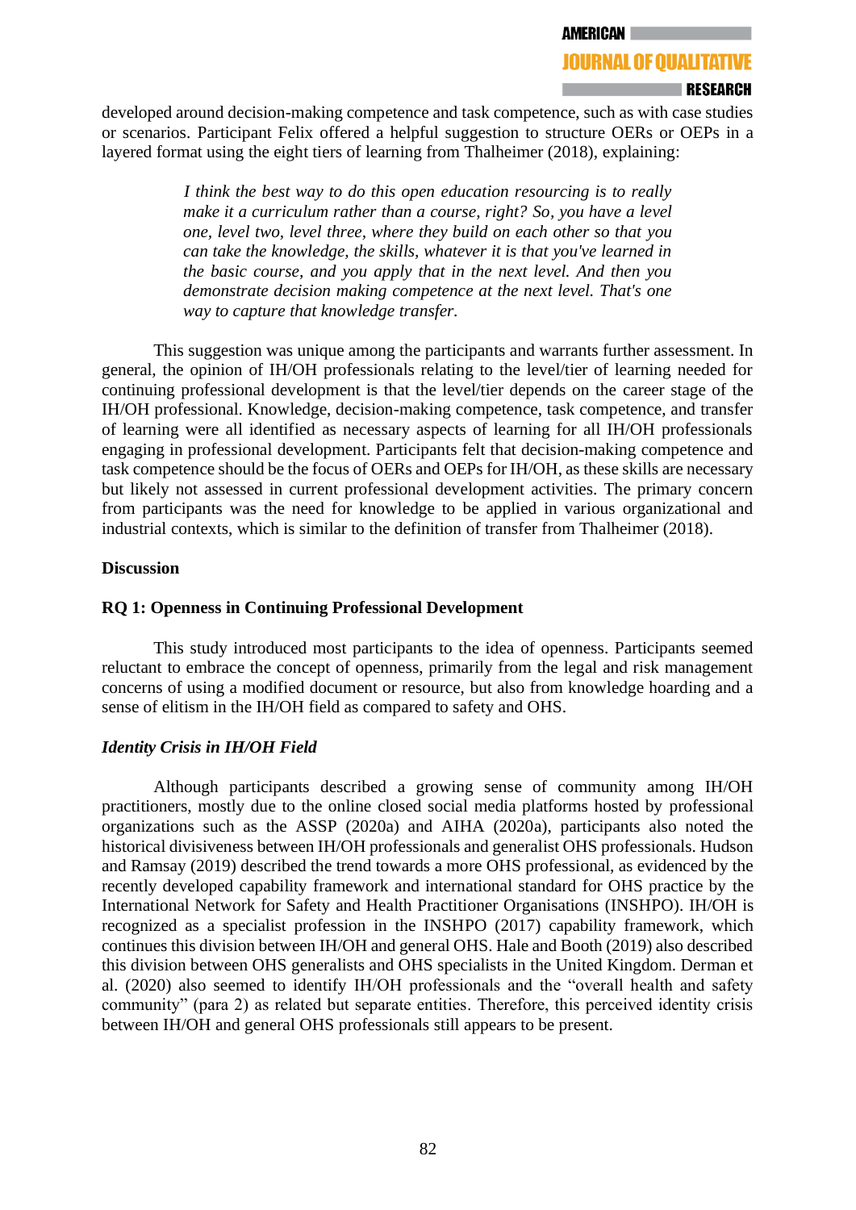developed around decision-making competence and task competence, such as with case studies or scenarios. Participant Felix offered a helpful suggestion to structure OERs or OEPs in a layered format using the eight tiers of learning from Thalheimer (2018), explaining:

> *I think the best way to do this open education resourcing is to really make it a curriculum rather than a course, right? So, you have a level one, level two, level three, where they build on each other so that you can take the knowledge, the skills, whatever it is that you've learned in the basic course, and you apply that in the next level. And then you demonstrate decision making competence at the next level. That's one way to capture that knowledge transfer.*

This suggestion was unique among the participants and warrants further assessment. In general, the opinion of IH/OH professionals relating to the level/tier of learning needed for continuing professional development is that the level/tier depends on the career stage of the IH/OH professional. Knowledge, decision-making competence, task competence, and transfer of learning were all identified as necessary aspects of learning for all IH/OH professionals engaging in professional development. Participants felt that decision-making competence and task competence should be the focus of OERs and OEPs for IH/OH, as these skills are necessary but likely not assessed in current professional development activities. The primary concern from participants was the need for knowledge to be applied in various organizational and industrial contexts, which is similar to the definition of transfer from Thalheimer (2018).

## Discussion

### RQ 1: Openness in Continuing Professional Development

This study introduced most participants to the idea of openness. Participants seemed reluctant to embrace the concept of openness, primarily from the legal and risk management concerns of using a modified document or resource, but also from knowledge hoarding and a sense of elitism in the IH/OH field as compared to safety and OHS.

#### *Identity Crisis in IH/OH Field*

Although participants described a growing sense of community among IH/OH practitioners, mostly due to the online closed social media platforms hosted by professional organizations such as the ASSP (2020a) and AIHA (2020a), participants also noted the historical divisiveness between IH/OH professionals and generalist OHS professionals. Hudson and Ramsay (2019) described the trend towards a more OHS professional, as evidenced by the recently developed capability framework and international standard for OHS practice by the International Network for Safety and Health Practitioner Organisations (INSHPO). IH/OH is recognized as a specialist profession in the INSHPO (2017) capability framework, which continues this division between IH/OH and general OHS. Hale and Booth (2019) also described this division between OHS generalists and OHS specialists in the United Kingdom. Derman et al. (2020) also seemed to identify IH/OH professionals and the "overall health and safety community" (para 2) as related but separate entities. Therefore, this perceived identity crisis between IH/OH and general OHS professionals still appears to be present.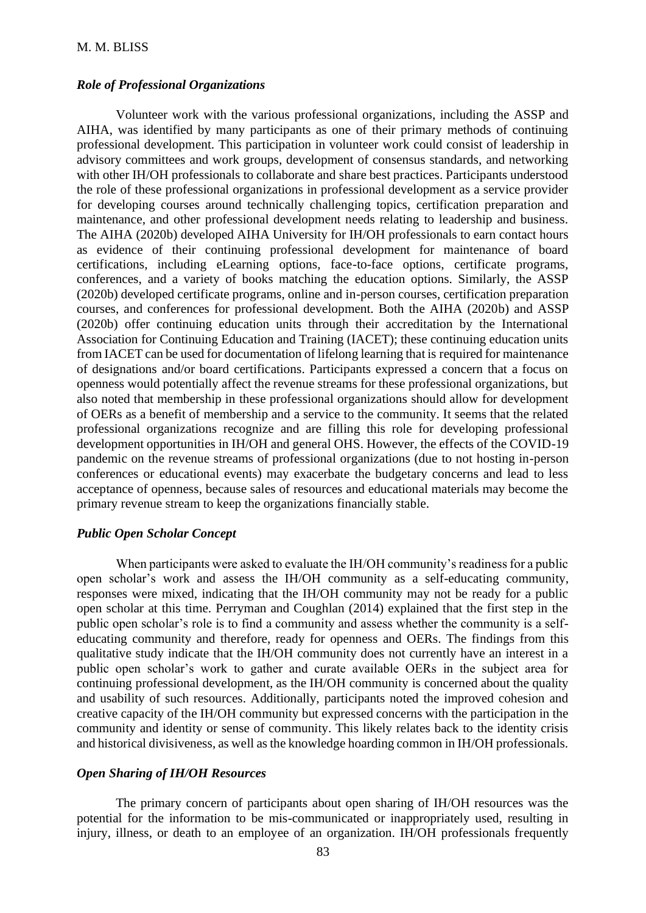### *Role of Professional Organizations*

Volunteer work with the various professional organizations, including the ASSP and AIHA, was identified by many participants as one of their primary methods of continuing professional development. This participation in volunteer work could consist of leadership in advisory committees and work groups, development of consensus standards, and networking with other IH/OH professionals to collaborate and share best practices. Participants understood the role of these professional organizations in professional development as a service provider for developing courses around technically challenging topics, certification preparation and maintenance, and other professional development needs relating to leadership and business. The AIHA (2020b) developed AIHA University for IH/OH professionals to earn contact hours as evidence of their continuing professional development for maintenance of board certifications, including eLearning options, face-to-face options, certificate programs, conferences, and a variety of books matching the education options. Similarly, the ASSP (2020b) developed certificate programs, online and in-person courses, certification preparation courses, and conferences for professional development. Both the AIHA (2020b) and ASSP (2020b) offer continuing education units through their accreditation by the International Association for Continuing Education and Training (IACET); these continuing education units from IACET can be used for documentation of lifelong learning that is required for maintenance of designations and/or board certifications. Participants expressed a concern that a focus on openness would potentially affect the revenue streams for these professional organizations, but also noted that membership in these professional organizations should allow for development of OERs as a benefit of membership and a service to the community. It seems that the related professional organizations recognize and are filling this role for developing professional development opportunities in IH/OH and general OHS. However, the effects of the COVID-19 pandemic on the revenue streams of professional organizations (due to not hosting in-person conferences or educational events) may exacerbate the budgetary concerns and lead to less acceptance of openness, because sales of resources and educational materials may become the primary revenue stream to keep the organizations financially stable.

### *Public Open Scholar Concept*

When participants were asked to evaluate the IH/OH community's readiness for a public open scholar's work and assess the IH/OH community as a self-educating community, responses were mixed, indicating that the IH/OH community may not be ready for a public open scholar at this time. Perryman and Coughlan (2014) explained that the first step in the public open scholar's role is to find a community and assess whether the community is a self-educating community and therefore, ready for openness and OERs. The findings from this qualitative study indicate that the IH/OH community does not currently have an interest in a public open scholar's work to gather and curate available OERs in the subject area for continuing professional development, as the IH/OH community is concerned about the quality and usability of such resources. Additionally, participants noted the improved cohesion and creative capacity of the IH/OH community but expressed concerns with the participation in the community and identity or sense of community. This likely relates back to the identity crisis and historical divisiveness, as well as the knowledge hoarding common in IH/OH professionals.

### *Open Sharing of IH/OH Resources*

The primary concern of participants about open sharing of IH/OH resources was the potential for the information to be mis-communicated or inappropriately used, resulting in injury, illness, or death to an employee of an organization. IH/OH professionals frequently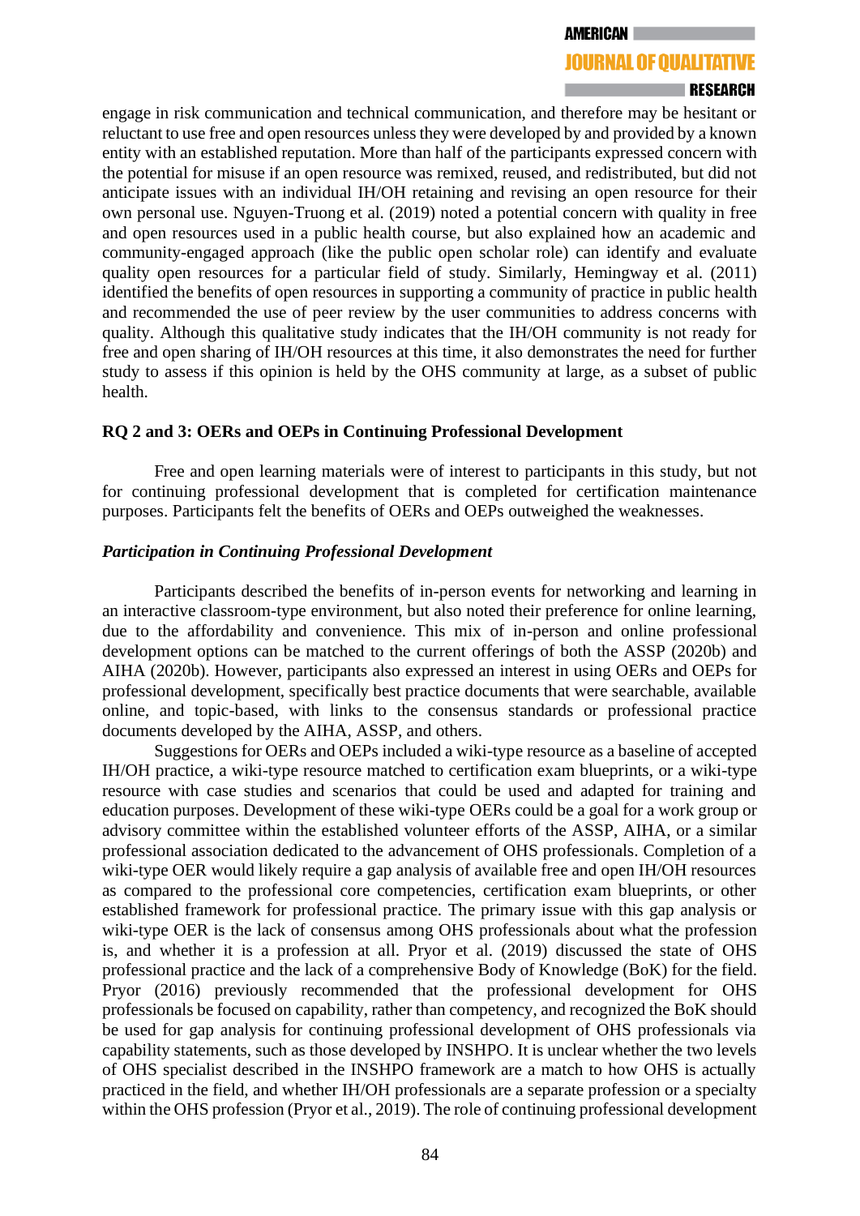engage in risk communication and technical communication, and therefore may be hesitant or reluctant to use free and open resources unless they were developed by and provided by a known entity with an established reputation. More than half of the participants expressed concern with the potential for misuse if an open resource was remixed, reused, and redistributed, but did not anticipate issues with an individual IH/OH retaining and revising an open resource for their own personal use. Nguyen-Truong et al. (2019) noted a potential concern with quality in free and open resources used in a public health course, but also explained how an academic and community-engaged approach (like the public open scholar role) can identify and evaluate quality open resources for a particular field of study. Similarly, Hemingway et al. (2011) identified the benefits of open resources in supporting a community of practice in public health and recommended the use of peer review by the user communities to address concerns with quality. Although this qualitative study indicates that the IH/OH community is not ready for free and open sharing of IH/OH resources at this time, it also demonstrates the need for further study to assess if this opinion is held by the OHS community at large, as a subset of public health.

### RQ 2 and 3: OERs and OEPs in Continuing Professional Development

Free and open learning materials were of interest to participants in this study, but not for continuing professional development that is completed for certification maintenance purposes. Participants felt the benefits of OERs and OEPs outweighed the weaknesses.

#### *Participation in Continuing Professional Development*

Participants described the benefits of in-person events for networking and learning in an interactive classroom-type environment, but also noted their preference for online learning, due to the affordability and convenience. This mix of in-person and online professional development options can be matched to the current offerings of both the ASSP (2020b) and AIHA (2020b). However, participants also expressed an interest in using OERs and OEPs for professional development, specifically best practice documents that were searchable, available online, and topic-based, with links to the consensus standards or professional practice documents developed by the AIHA, ASSP, and others.

Suggestions for OERs and OEPs included a wiki-type resource as a baseline of accepted IH/OH practice, a wiki-type resource matched to certification exam blueprints, or a wiki-type resource with case studies and scenarios that could be used and adapted for training and education purposes. Development of these wiki-type OERs could be a goal for a work group or advisory committee within the established volunteer efforts of the ASSP, AIHA, or a similar professional association dedicated to the advancement of OHS professionals. Completion of a wiki-type OER would likely require a gap analysis of available free and open IH/OH resources as compared to the professional core competencies, certification exam blueprints, or other established framework for professional practice. The primary issue with this gap analysis or wiki-type OER is the lack of consensus among OHS professionals about what the profession is, and whether it is a profession at all. Pryor et al. (2019) discussed the state of OHS professional practice and the lack of a comprehensive Body of Knowledge (BoK) for the field. Pryor (2016) previously recommended that the professional development for OHS professionals be focused on capability, rather than competency, and recognized the BoK should be used for gap analysis for continuing professional development of OHS professionals via capability statements, such as those developed by INSHPO. It is unclear whether the two levels of OHS specialist described in the INSHPO framework are a match to how OHS is actually practiced in the field, and whether IH/OH professionals are a separate profession or a specialty within the OHS profession (Pryor et al., 2019). The role of continuing professional development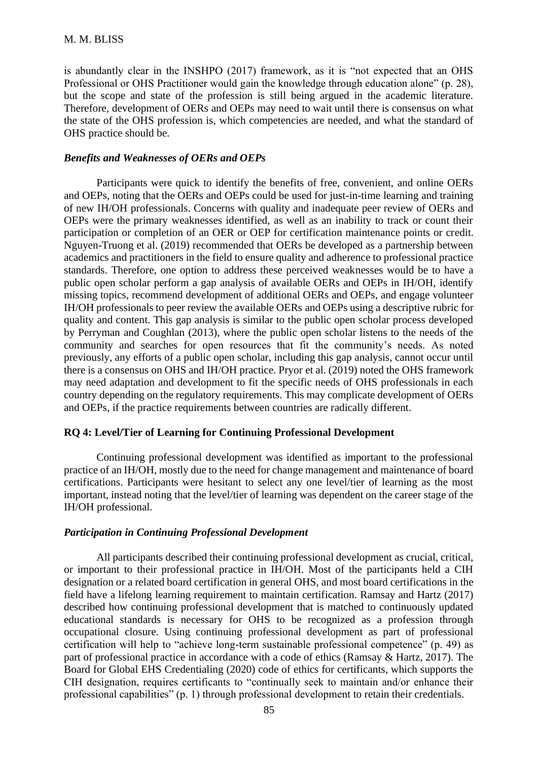is abundantly clear in the INSHPO (2017) framework, as it is "not expected that an OHS Professional or OHS Practitioner would gain the knowledge through education alone" (p. 28), but the scope and state of the profession is still being argued in the academic literature. Therefore, development of OERs and OEPs may need to wait until there is consensus on what the state of the OHS profession is, which competencies are needed, and what the standard of OHS practice should be.

#### *Benefits and Weaknesses of OERs and OEPs*

Participants were quick to identify the benefits of free, convenient, and online OERs and OEPs, noting that the OERs and OEPs could be used for just-in-time learning and training of new IH/OH professionals. Concerns with quality and inadequate peer review of OERs and OEPs were the primary weaknesses identified, as well as an inability to track or count their participation or completion of an OER or OEP for certification maintenance points or credit. Nguyen-Truong et al. (2019) recommended that OERs be developed as a partnership between academics and practitioners in the field to ensure quality and adherence to professional practice standards. Therefore, one option to address these perceived weaknesses would be to have a public open scholar perform a gap analysis of available OERs and OEPs in IH/OH, identify missing topics, recommend development of additional OERs and OEPs, and engage volunteer IH/OH professionals to peer review the available OERs and OEPs using a descriptive rubric for quality and content. This gap analysis is similar to the public open scholar process developed by Perryman and Coughlan (2013), where the public open scholar listens to the needs of the community and searches for open resources that fit the community's needs. As noted previously, any efforts of a public open scholar, including this gap analysis, cannot occur until there is a consensus on OHS and IH/OH practice. Pryor et al. (2019) noted the OHS framework may need adaptation and development to fit the specific needs of OHS professionals in each country depending on the regulatory requirements. This may complicate development of OERs and OEPs, if the practice requirements between countries are radically different.

### RQ 4: Level/Tier of Learning for Continuing Professional Development

Continuing professional development was identified as important to the professional practice of an IH/OH, mostly due to the need for change management and maintenance of board certifications. Participants were hesitant to select any one level/tier of learning as the most important, instead noting that the level/tier of learning was dependent on the career stage of the IH/OH professional.

#### *Participation in Continuing Professional Development*

All participants described their continuing professional development as crucial, critical, or important to their professional practice in IH/OH. Most of the participants held a CIH designation or a related board certification in general OHS, and most board certifications in the field have a lifelong learning requirement to maintain certification. Ramsay and Hartz (2017) described how continuing professional development that is matched to continuously updated educational standards is necessary for OHS to be recognized as a profession through occupational closure. Using continuing professional development as part of professional certification will help to "achieve long-term sustainable professional competence" (p. 49) as part of professional practice in accordance with a code of ethics (Ramsay & Hartz, 2017). The Board for Global EHS Credentialing (2020) code of ethics for certificants, which supports the CIH designation, requires certificants to "continually seek to maintain and/or enhance their professional capabilities" (p. 1) through professional development to retain their credentials.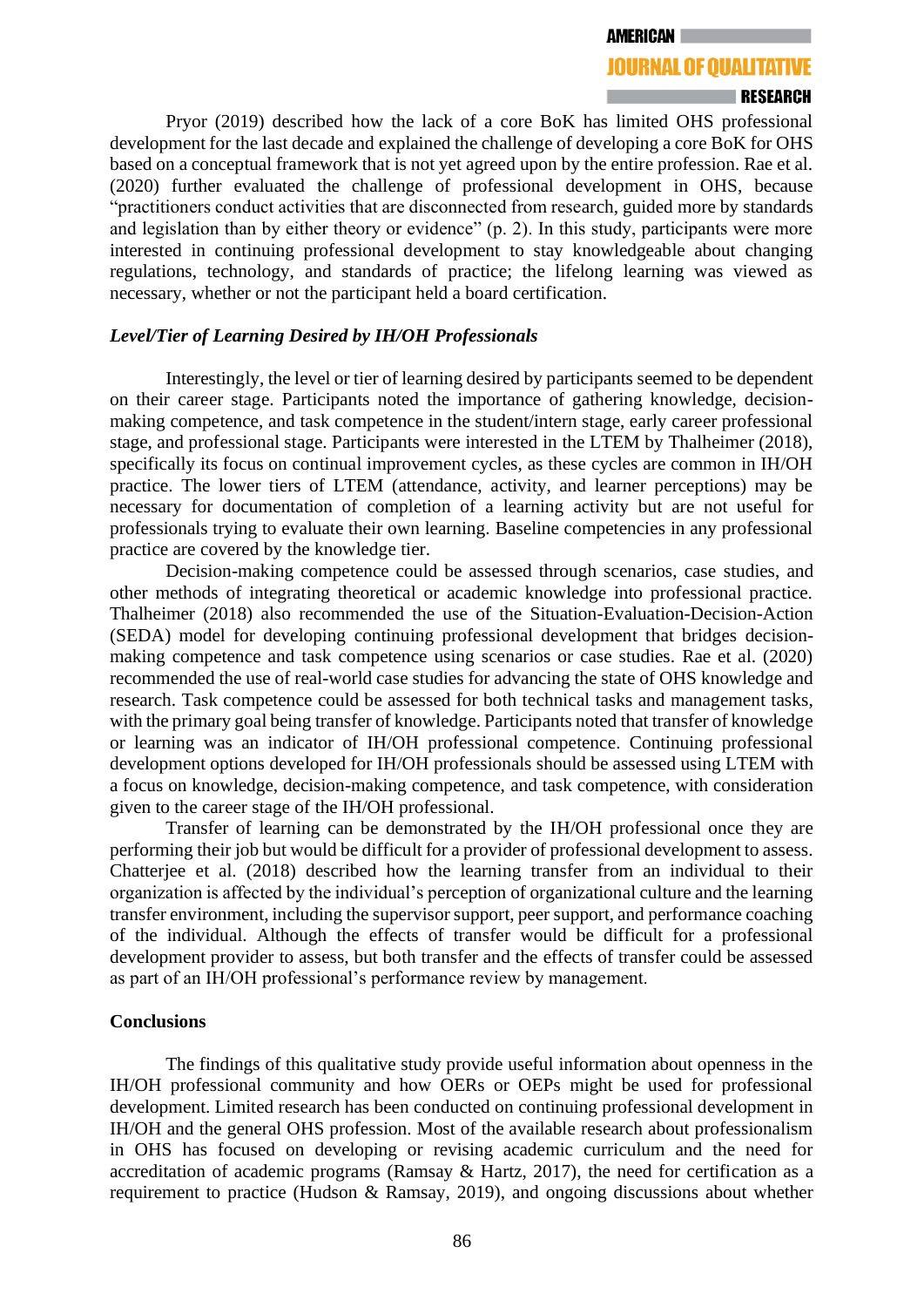Pryor (2019) described how the lack of a core BoK has limited OHS professional development for the last decade and explained the challenge of developing a core BoK for OHS based on a conceptual framework that is not yet agreed upon by the entire profession. Rae et al. (2020) further evaluated the challenge of professional development in OHS, because "practitioners conduct activities that are disconnected from research, guided more by standards and legislation than by either theory or evidence" (p. 2). In this study, participants were more interested in continuing professional development to stay knowledgeable about changing regulations, technology, and standards of practice; the lifelong learning was viewed as necessary, whether or not the participant held a board certification.

### *Level/Tier of Learning Desired by IH/OH Professionals*

Interestingly, the level or tier of learning desired by participants seemed to be dependent on their career stage. Participants noted the importance of gathering knowledge, decision-making competence, and task competence in the student/intern stage, early career professional stage, and professional stage. Participants were interested in the LTEM by Thalheimer (2018), specifically its focus on continual improvement cycles, as these cycles are common in IH/OH practice. The lower tiers of LTEM (attendance, activity, and learner perceptions) may be necessary for documentation of completion of a learning activity but are not useful for professionals trying to evaluate their own learning. Baseline competencies in any professional practice are covered by the knowledge tier.

Decision-making competence could be assessed through scenarios, case studies, and other methods of integrating theoretical or academic knowledge into professional practice. Thalheimer (2018) also recommended the use of the Situation-Evaluation-Decision-Action (SEDA) model for developing continuing professional development that bridges decision-making competence and task competence using scenarios or case studies. Rae et al. (2020) recommended the use of real-world case studies for advancing the state of OHS knowledge and research. Task competence could be assessed for both technical tasks and management tasks, with the primary goal being transfer of knowledge. Participants noted that transfer of knowledge or learning was an indicator of IH/OH professional competence. Continuing professional development options developed for IH/OH professionals should be assessed using LTEM with a focus on knowledge, decision-making competence, and task competence, with consideration given to the career stage of the IH/OH professional.

Transfer of learning can be demonstrated by the IH/OH professional once they are performing their job but would be difficult for a provider of professional development to assess. Chatterjee et al. (2018) described how the learning transfer from an individual to their organization is affected by the individual's perception of organizational culture and the learning transfer environment, including the supervisor support, peer support, and performance coaching of the individual. Although the effects of transfer would be difficult for a professional development provider to assess, but both transfer and the effects of transfer could be assessed as part of an IH/OH professional's performance review by management.

## Conclusions

The findings of this qualitative study provide useful information about openness in the IH/OH professional community and how OERs or OEPs might be used for professional development. Limited research has been conducted on continuing professional development in IH/OH and the general OHS profession. Most of the available research about professionalism in OHS has focused on developing or revising academic curriculum and the need for accreditation of academic programs (Ramsay & Hartz, 2017), the need for certification as a requirement to practice (Hudson & Ramsay, 2019), and ongoing discussions about whether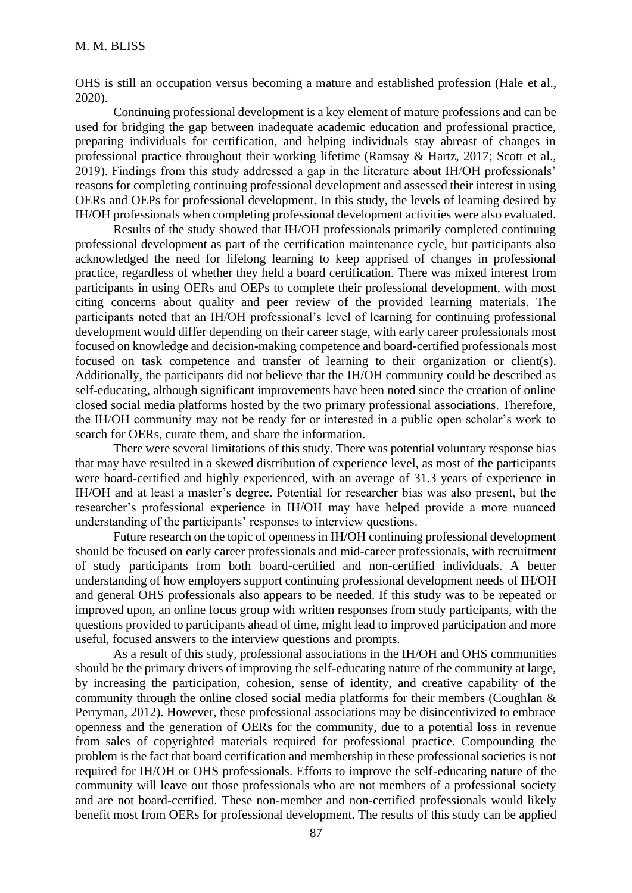OHS is still an occupation versus becoming a mature and established profession (Hale et al., 2020).

Continuing professional development is a key element of mature professions and can be used for bridging the gap between inadequate academic education and professional practice, preparing individuals for certification, and helping individuals stay abreast of changes in professional practice throughout their working lifetime (Ramsay & Hartz, 2017; Scott et al., 2019). Findings from this study addressed a gap in the literature about IH/OH professionals' reasons for completing continuing professional development and assessed their interest in using OERs and OEPs for professional development. In this study, the levels of learning desired by IH/OH professionals when completing professional development activities were also evaluated.

Results of the study showed that IH/OH professionals primarily completed continuing professional development as part of the certification maintenance cycle, but participants also acknowledged the need for lifelong learning to keep apprised of changes in professional practice, regardless of whether they held a board certification. There was mixed interest from participants in using OERs and OEPs to complete their professional development, with most citing concerns about quality and peer review of the provided learning materials. The participants noted that an IH/OH professional's level of learning for continuing professional development would differ depending on their career stage, with early career professionals most focused on knowledge and decision-making competence and board-certified professionals most focused on task competence and transfer of learning to their organization or client(s). Additionally, the participants did not believe that the IH/OH community could be described as self-educating, although significant improvements have been noted since the creation of online closed social media platforms hosted by the two primary professional associations. Therefore, the IH/OH community may not be ready for or interested in a public open scholar's work to search for OERs, curate them, and share the information.

There were several limitations of this study. There was potential voluntary response bias that may have resulted in a skewed distribution of experience level, as most of the participants were board-certified and highly experienced, with an average of 31.3 years of experience in IH/OH and at least a master's degree. Potential for researcher bias was also present, but the researcher's professional experience in IH/OH may have helped provide a more nuanced understanding of the participants' responses to interview questions.

Future research on the topic of openness in IH/OH continuing professional development should be focused on early career professionals and mid-career professionals, with recruitment of study participants from both board-certified and non-certified individuals. A better understanding of how employers support continuing professional development needs of IH/OH and general OHS professionals also appears to be needed. If this study was to be repeated or improved upon, an online focus group with written responses from study participants, with the questions provided to participants ahead of time, might lead to improved participation and more useful, focused answers to the interview questions and prompts.

As a result of this study, professional associations in the IH/OH and OHS communities should be the primary drivers of improving the self-educating nature of the community at large, by increasing the participation, cohesion, sense of identity, and creative capability of the community through the online closed social media platforms for their members (Coughlan & Perryman, 2012). However, these professional associations may be disincentivized to embrace openness and the generation of OERs for the community, due to a potential loss in revenue from sales of copyrighted materials required for professional practice. Compounding the problem is the fact that board certification and membership in these professional societies is not required for IH/OH or OHS professionals. Efforts to improve the self-educating nature of the community will leave out those professionals who are not members of a professional society and are not board-certified. These non-member and non-certified professionals would likely benefit most from OERs for professional development. The results of this study can be applied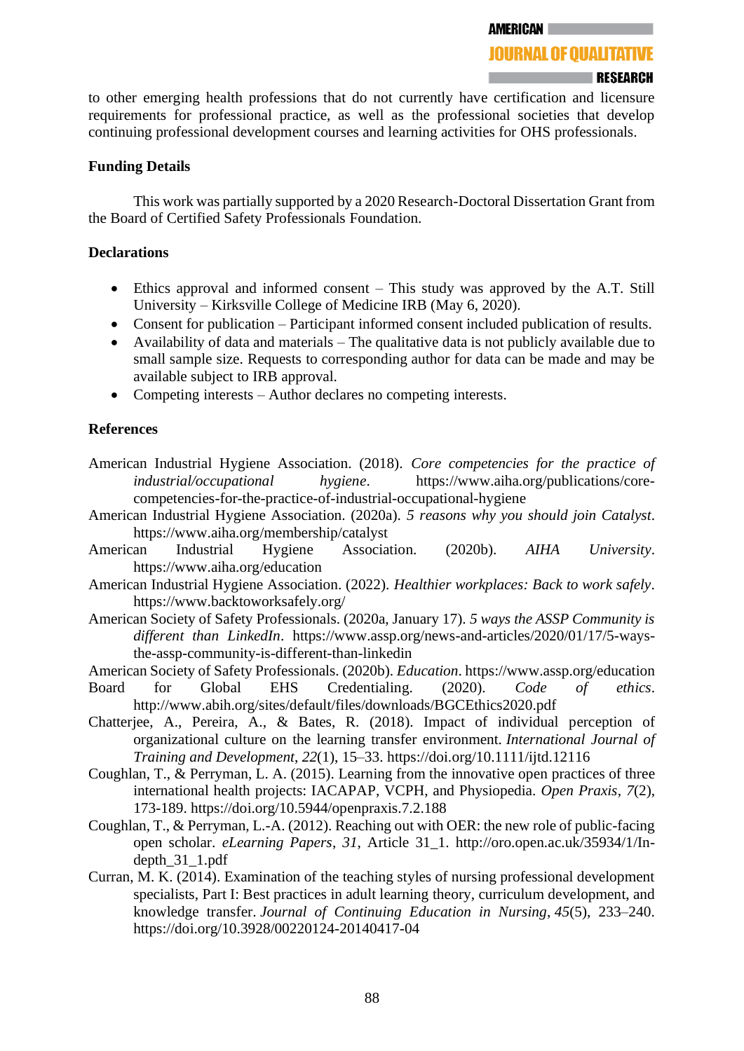to other emerging health professions that do not currently have certification and licensure requirements for professional practice, as well as the professional societies that develop continuing professional development courses and learning activities for OHS professionals.

## Funding Details

This work was partially supported by a 2020 Research-Doctoral Dissertation Grant from the Board of Certified Safety Professionals Foundation.

## Declarations

- Ethics approval and informed consent – This study was approved by the A.T. Still University – Kirksville College of Medicine IRB (May 6, 2020).
- Consent for publication – Participant informed consent included publication of results.
- Availability of data and materials – The qualitative data is not publicly available due to small sample size. Requests to corresponding author for data can be made and may be available subject to IRB approval.
- Competing interests – Author declares no competing interests.

## References

American Industrial Hygiene Association. (2018). *Core competencies for the practice of industrial/occupational hygiene*. https://www.aiha.org/publications/core-competencies-for-the-practice-of-industrial-occupational-hygiene

American Industrial Hygiene Association. (2020a). *5 reasons why you should join Catalyst*. https://www.aiha.org/membership/catalyst

American Industrial Hygiene Association. (2020b). *AIHA University*. https://www.aiha.org/education

American Industrial Hygiene Association. (2022). *Healthier workplaces: Back to work safely*. https://www.backtoworksafely.org/

American Society of Safety Professionals. (2020a, January 17). *5 ways the ASSP Community is different than LinkedIn*. https://www.assp.org/news-and-articles/2020/01/17/5-ways-the-assp-community-is-different-than-linkedin

American Society of Safety Professionals. (2020b). *Education*. https://www.assp.org/education

Board for Global EHS Credentialing. (2020). *Code of ethics*. http://www.abih.org/sites/default/files/downloads/BGCEthics2020.pdf

Chatterjee, A., Pereira, A., & Bates, R. (2018). Impact of individual perception of organizational culture on the learning transfer environment. *International Journal of Training and Development*, *22*(1), 15–33. https://doi.org/10.1111/ijtd.12116

Coughlan, T., & Perryman, L. A. (2015). Learning from the innovative open practices of three international health projects: IACAPAP, VCPH, and Physiopedia. *Open Praxis*, *7*(2), 173-189. https://doi.org/10.5944/openpraxis.7.2.188

Coughlan, T., & Perryman, L.-A. (2012). Reaching out with OER: the new role of public-facing open scholar. *eLearning Papers*, *31*, Article 31_1. http://oro.open.ac.uk/35934/1/In-depth_31_1.pdf

Curran, M. K. (2014). Examination of the teaching styles of nursing professional development specialists, Part I: Best practices in adult learning theory, curriculum development, and knowledge transfer. *Journal of Continuing Education in Nursing*, *45*(5), 233–240. https://doi.org/10.3928/00220124-20140417-04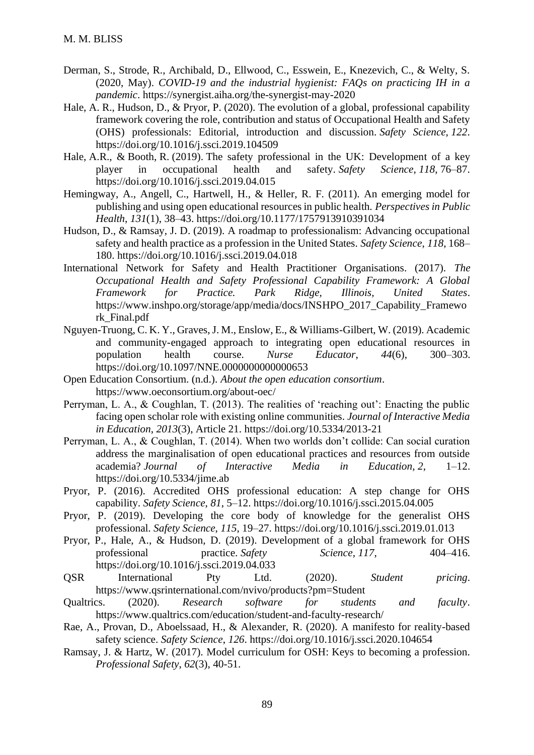Derman, S., Strode, R., Archibald, D., Ellwood, C., Esswein, E., Knezevich, C., & Welty, S. (2020, May). *COVID-19 and the industrial hygienist: FAQs on practicing IH in a pandemic*. https://synergist.aiha.org/the-synergist-may-2020

Hale, A. R., Hudson, D., & Pryor, P. (2020). The evolution of a global, professional capability framework covering the role, contribution and status of Occupational Health and Safety (OHS) professionals: Editorial, introduction and discussion. *Safety Science*, *122*. https://doi.org/10.1016/j.ssci.2019.104509

Hale, A.R., & Booth, R. (2019). The safety professional in the UK: Development of a key player in occupational health and safety. *Safety Science*, *118*, 76–87. https://doi.org/10.1016/j.ssci.2019.04.015

Hemingway, A., Angell, C., Hartwell, H., & Heller, R. F. (2011). An emerging model for publishing and using open educational resources in public health. *Perspectives in Public Health*, *131*(1), 38–43. https://doi.org/10.1177/1757913910391034

Hudson, D., & Ramsay, J. D. (2019). A roadmap to professionalism: Advancing occupational safety and health practice as a profession in the United States. *Safety Science*, *118*, 168–180. https://doi.org/10.1016/j.ssci.2019.04.018

International Network for Safety and Health Practitioner Organisations. (2017). *The Occupational Health and Safety Professional Capability Framework: A Global Framework for Practice. Park Ridge, Illinois, United States*. https://www.inshpo.org/storage/app/media/docs/INSHPO_2017_Capability_Framework_Final.pdf

Nguyen-Truong, C. K. Y., Graves, J. M., Enslow, E., & Williams-Gilbert, W. (2019). Academic and community-engaged approach to integrating open educational resources in population health course. *Nurse Educator*, *44*(6), 300–303. https://doi.org/10.1097/NNE.0000000000000653

Open Education Consortium. (n.d.). *About the open education consortium*. https://www.oeconsortium.org/about-oec/

Perryman, L. A., & Coughlan, T. (2013). The realities of 'reaching out': Enacting the public facing open scholar role with existing online communities. *Journal of Interactive Media in Education*, *2013*(3), Article 21. https://doi.org/10.5334/2013-21

Perryman, L. A., & Coughlan, T. (2014). When two worlds don't collide: Can social curation address the marginalisation of open educational practices and resources from outside academia? *Journal of Interactive Media in Education*, *2*, 1–12. https://doi.org/10.5334/jime.ab

Pryor, P. (2016). Accredited OHS professional education: A step change for OHS capability. *Safety Science*, *81*, 5–12. https://doi.org/10.1016/j.ssci.2015.04.005

Pryor, P. (2019). Developing the core body of knowledge for the generalist OHS professional. *Safety Science*, *115*, 19–27. https://doi.org/10.1016/j.ssci.2019.01.013

Pryor, P., Hale, A., & Hudson, D. (2019). Development of a global framework for OHS professional practice. *Safety Science*, *117*, 404–416. https://doi.org/10.1016/j.ssci.2019.04.033

QSR International Pty Ltd. (2020). *Student pricing*. https://www.qsrinternational.com/nvivo/products?pm=Student

Qualtrics. (2020). *Research software for students and faculty*. https://www.qualtrics.com/education/student-and-faculty-research/

Rae, A., Provan, D., Aboelssaad, H., & Alexander, R. (2020). A manifesto for reality-based safety science. *Safety Science*, *126*. https://doi.org/10.1016/j.ssci.2020.104654

Ramsay, J. & Hartz, W. (2017). Model curriculum for OSH: Keys to becoming a profession. *Professional Safety*, *62*(3), 40-51.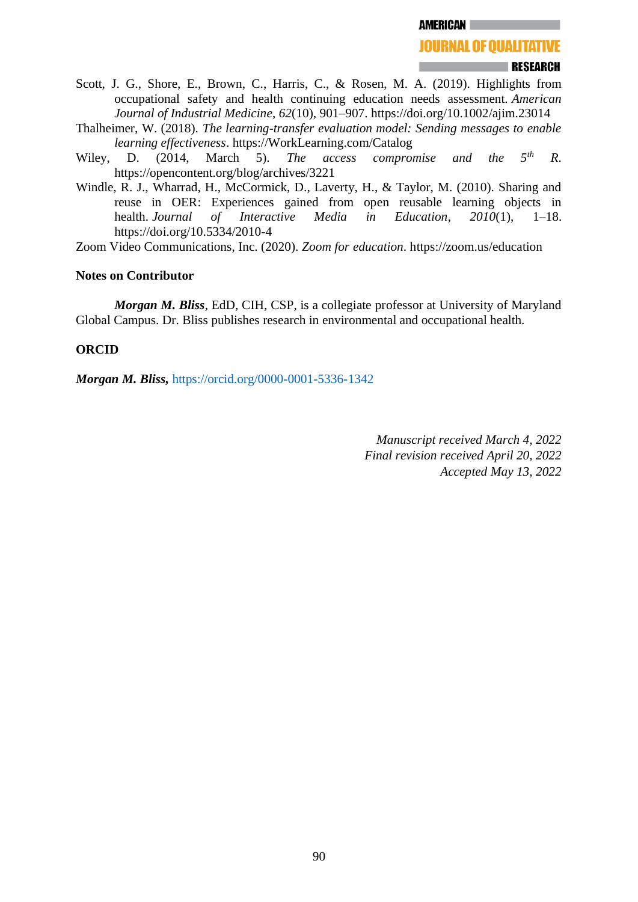Scott, J. G., Shore, E., Brown, C., Harris, C., & Rosen, M. A. (2019). Highlights from occupational safety and health continuing education needs assessment. *American Journal of Industrial Medicine*, *62*(10), 901–907. https://doi.org/10.1002/ajim.23014

Thalheimer, W. (2018). *The learning-transfer evaluation model: Sending messages to enable learning effectiveness*. https://WorkLearning.com/Catalog

Wiley, D. (2014, March 5). *The access compromise and the 5th R.* https://opencontent.org/blog/archives/3221

Windle, R. J., Wharrad, H., McCormick, D., Laverty, H., & Taylor, M. (2010). Sharing and reuse in OER: Experiences gained from open reusable learning objects in health. *Journal of Interactive Media in Education*, *2010*(1), 1–18. https://doi.org/10.5334/2010-4

Zoom Video Communications, Inc. (2020). *Zoom for education*. https://zoom.us/education

**Notes on Contributor**

***Morgan M. Bliss***, EdD, CIH, CSP, is a collegiate professor at University of Maryland Global Campus. Dr. Bliss publishes research in environmental and occupational health.

**ORCID**

***Morgan M. Bliss,*** https://orcid.org/0000-0001-5336-1342

*Manuscript received March 4, 2022*
*Final revision received April 20, 2022*
*Accepted May 13, 2022*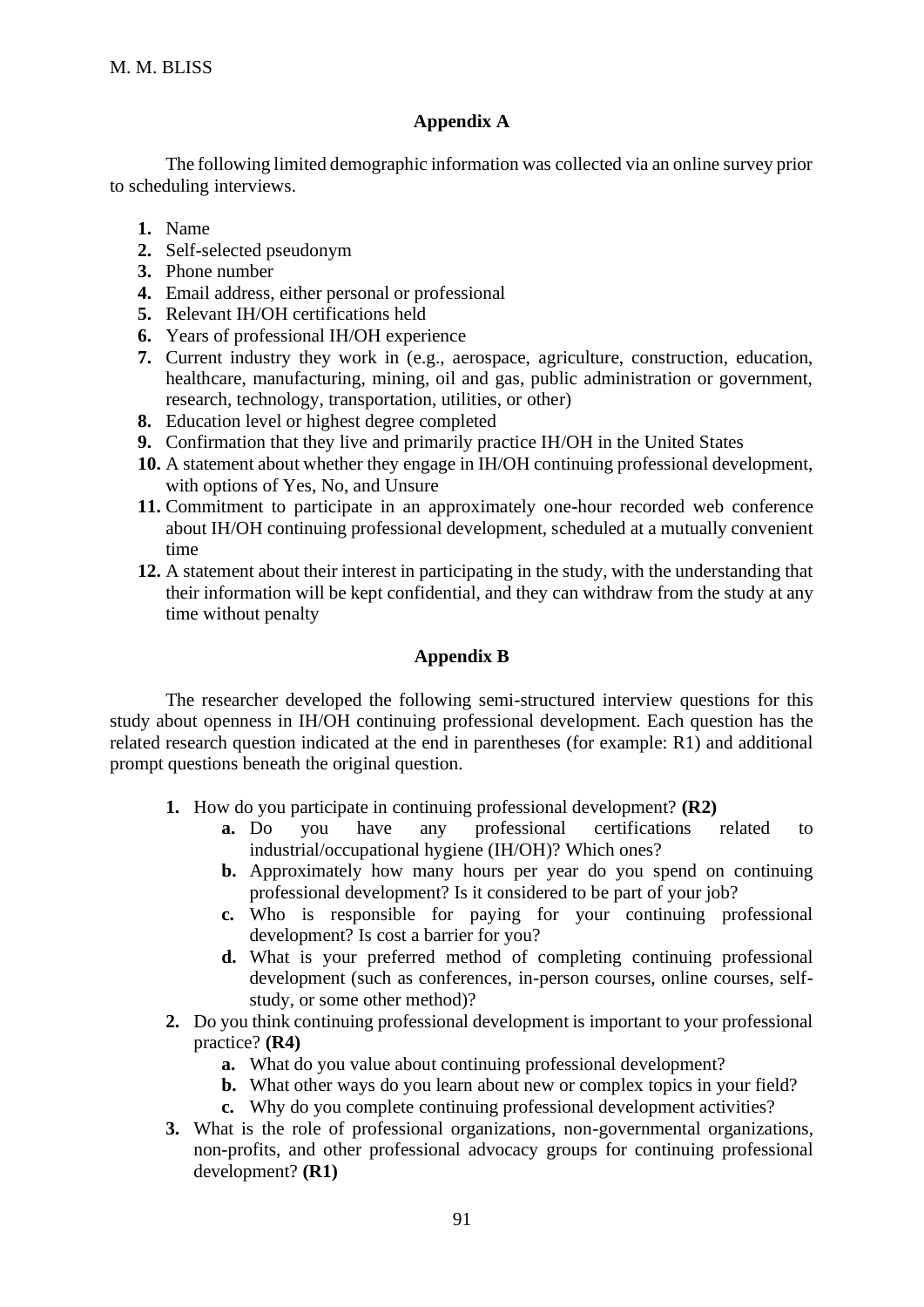## Appendix A

The following limited demographic information was collected via an online survey prior to scheduling interviews.

1. Name
2. Self-selected pseudonym
3. Phone number
4. Email address, either personal or professional
5. Relevant IH/OH certifications held
6. Years of professional IH/OH experience
7. Current industry they work in (e.g., aerospace, agriculture, construction, education, healthcare, manufacturing, mining, oil and gas, public administration or government, research, technology, transportation, utilities, or other)
8. Education level or highest degree completed
9. Confirmation that they live and primarily practice IH/OH in the United States
10. A statement about whether they engage in IH/OH continuing professional development, with options of Yes, No, and Unsure
11. Commitment to participate in an approximately one-hour recorded web conference about IH/OH continuing professional development, scheduled at a mutually convenient time
12. A statement about their interest in participating in the study, with the understanding that their information will be kept confidential, and they can withdraw from the study at any time without penalty

## Appendix B

The researcher developed the following semi-structured interview questions for this study about openness in IH/OH continuing professional development. Each question has the related research question indicated at the end in parentheses (for example: R1) and additional prompt questions beneath the original question.

1. How do you participate in continuing professional development? **(R2)**
   a. Do you have any professional certifications related to industrial/occupational hygiene (IH/OH)? Which ones?
   b. Approximately how many hours per year do you spend on continuing professional development? Is it considered to be part of your job?
   c. Who is responsible for paying for your continuing professional development? Is cost a barrier for you?
   d. What is your preferred method of completing continuing professional development (such as conferences, in-person courses, online courses, self-study, or some other method)?
2. Do you think continuing professional development is important to your professional practice? **(R4)**
   a. What do you value about continuing professional development?
   b. What other ways do you learn about new or complex topics in your field?
   c. Why do you complete continuing professional development activities?
3. What is the role of professional organizations, non-governmental organizations, non-profits, and other professional advocacy groups for continuing professional development? **(R1)**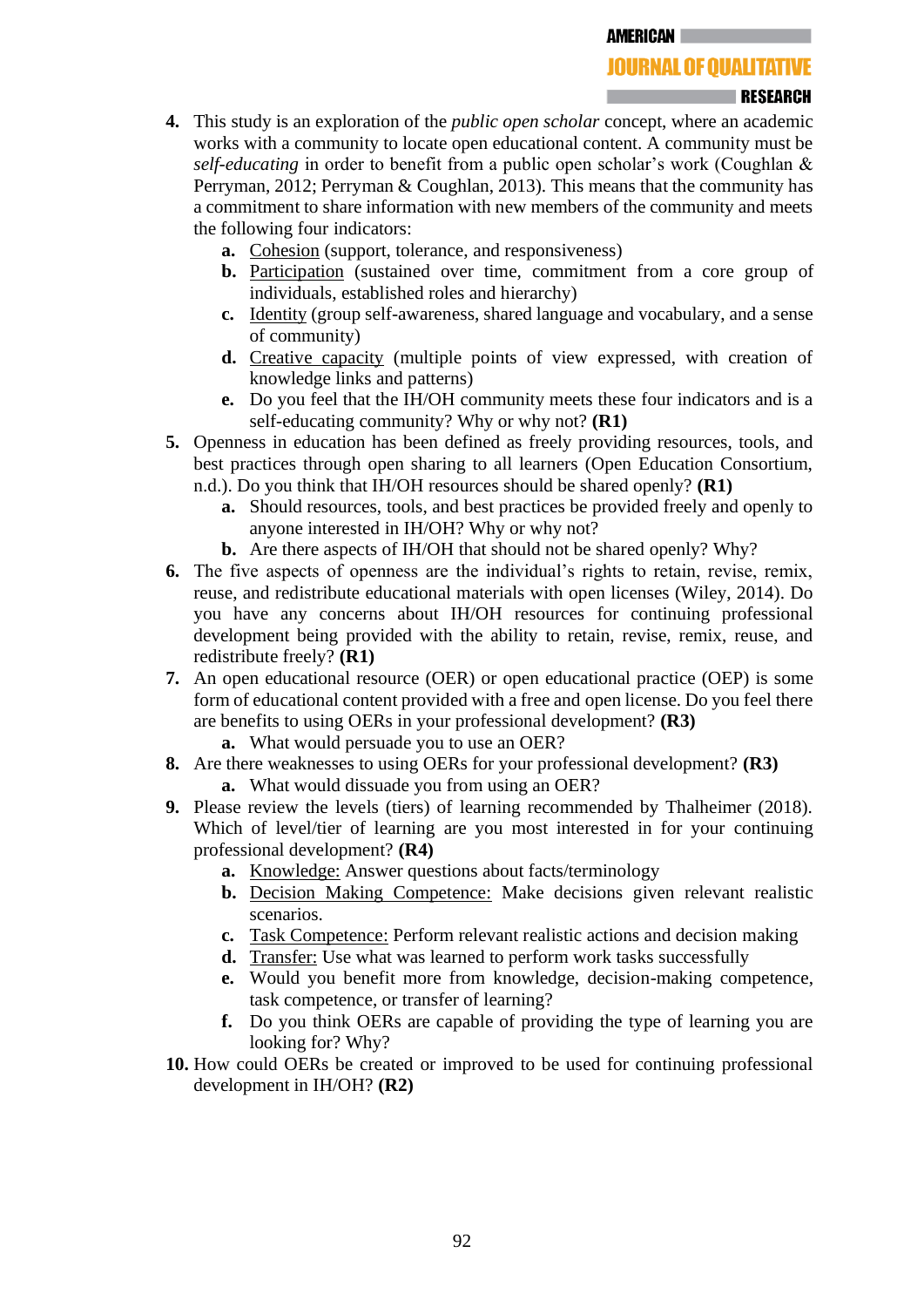4. This study is an exploration of the *public open scholar* concept, where an academic works with a community to locate open educational content. A community must be *self-educating* in order to benefit from a public open scholar's work (Coughlan & Perryman, 2012; Perryman & Coughlan, 2013). This means that the community has a commitment to share information with new members of the community and meets the following four indicators:
    a. Cohesion (support, tolerance, and responsiveness)
    b. Participation (sustained over time, commitment from a core group of individuals, established roles and hierarchy)
    c. Identity (group self-awareness, shared language and vocabulary, and a sense of community)
    d. Creative capacity (multiple points of view expressed, with creation of knowledge links and patterns)
    e. Do you feel that the IH/OH community meets these four indicators and is a self-educating community? Why or why not? **(R1)**
5. Openness in education has been defined as freely providing resources, tools, and best practices through open sharing to all learners (Open Education Consortium, n.d.). Do you think that IH/OH resources should be shared openly? **(R1)**
    a. Should resources, tools, and best practices be provided freely and openly to anyone interested in IH/OH? Why or why not?
    b. Are there aspects of IH/OH that should not be shared openly? Why?
6. The five aspects of openness are the individual's rights to retain, revise, remix, reuse, and redistribute educational materials with open licenses (Wiley, 2014). Do you have any concerns about IH/OH resources for continuing professional development being provided with the ability to retain, revise, remix, reuse, and redistribute freely? **(R1)**
7. An open educational resource (OER) or open educational practice (OEP) is some form of educational content provided with a free and open license. Do you feel there are benefits to using OERs in your professional development? **(R3)**
    a. What would persuade you to use an OER?
8. Are there weaknesses to using OERs for your professional development? **(R3)**
    a. What would dissuade you from using an OER?
9. Please review the levels (tiers) of learning recommended by Thalheimer (2018). Which of level/tier of learning are you most interested in for your continuing professional development? **(R4)**
    a. Knowledge: Answer questions about facts/terminology
    b. Decision Making Competence: Make decisions given relevant realistic scenarios.
    c. Task Competence: Perform relevant realistic actions and decision making
    d. Transfer: Use what was learned to perform work tasks successfully
    e. Would you benefit more from knowledge, decision-making competence, task competence, or transfer of learning?
    f. Do you think OERs are capable of providing the type of learning you are looking for? Why?
10. How could OERs be created or improved to be used for continuing professional development in IH/OH? **(R2)**